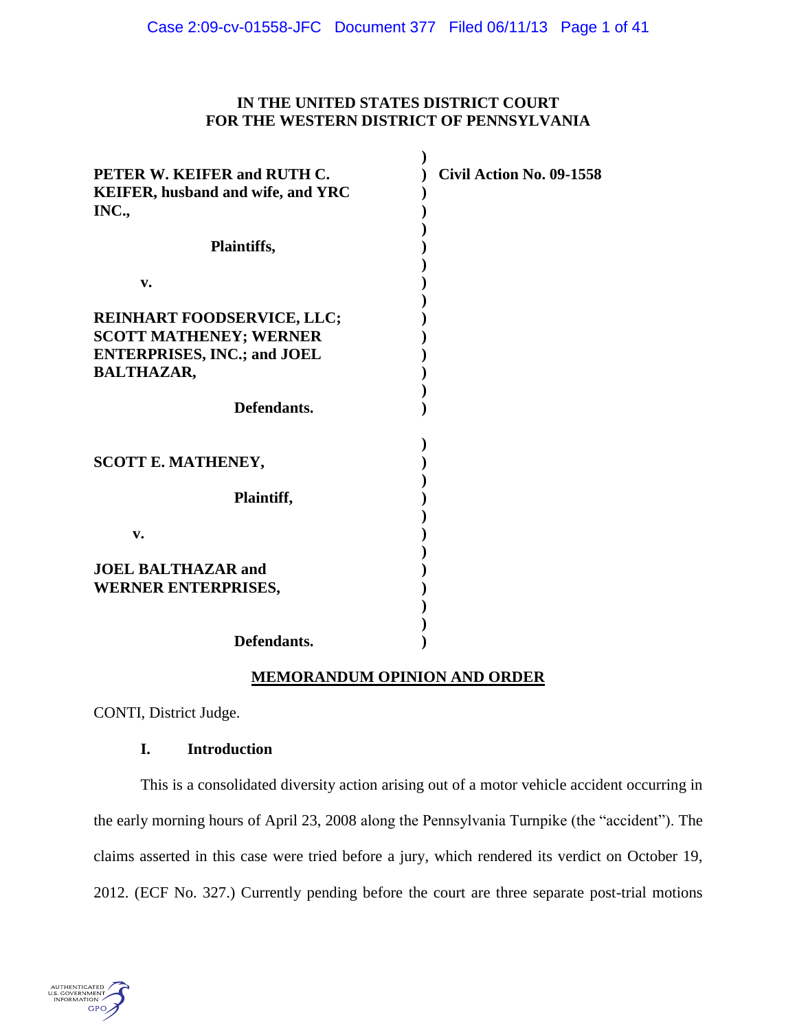**IN THE UNITED STATES DISTRICT COURT**
**FOR THE WESTERN DISTRICT OF PENNSYLVANIA**

| | |
|---|---|
| **PETER W. KEIFER and RUTH C. KEIFER, husband and wife, and YRC INC.,** | **Civil Action No. 09-1558** |
| **Plaintiffs,** | |
| **v.** | |
| **REINHART FOODSERVICE, LLC; SCOTT MATHENEY; WERNER ENTERPRISES, INC.; and JOEL BALTHAZAR,** | |
| **Defendants.** | |
| | |
| **SCOTT E. MATHENEY,** | |
| **Plaintiff,** | |
| **v.** | |
| **JOEL BALTHAZAR and WERNER ENTERPRISES,** | |
| **Defendants.** | |

**MEMORANDUM OPINION AND ORDER**

CONTI, District Judge.

## I. Introduction

This is a consolidated diversity action arising out of a motor vehicle accident occurring in the early morning hours of April 23, 2008 along the Pennsylvania Turnpike (the "accident"). The claims asserted in this case were tried before a jury, which rendered its verdict on October 19, 2012. (ECF No. 327.) Currently pending before the court are three separate post-trial motions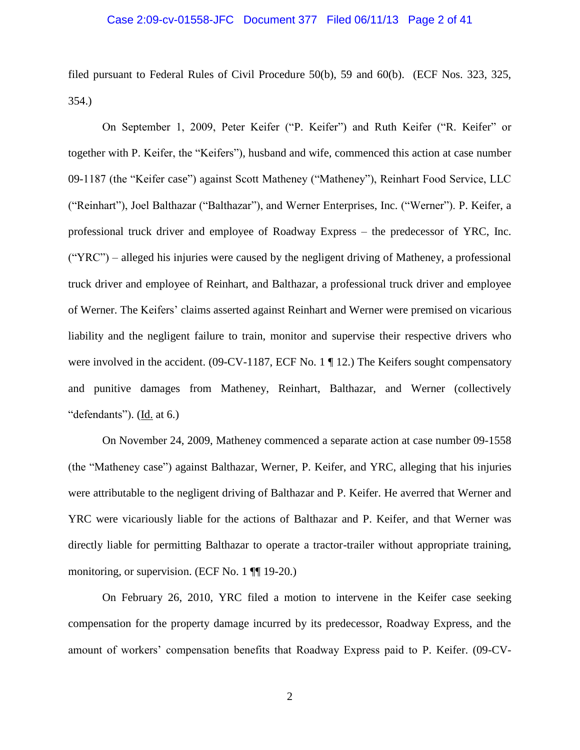filed pursuant to Federal Rules of Civil Procedure 50(b), 59 and 60(b). (ECF Nos. 323, 325, 354.)

On September 1, 2009, Peter Keifer ("P. Keifer") and Ruth Keifer ("R. Keifer" or together with P. Keifer, the "Keifers"), husband and wife, commenced this action at case number 09-1187 (the "Keifer case") against Scott Matheney ("Matheney"), Reinhart Food Service, LLC ("Reinhart"), Joel Balthazar ("Balthazar"), and Werner Enterprises, Inc. ("Werner"). P. Keifer, a professional truck driver and employee of Roadway Express – the predecessor of YRC, Inc. ("YRC") – alleged his injuries were caused by the negligent driving of Matheney, a professional truck driver and employee of Reinhart, and Balthazar, a professional truck driver and employee of Werner. The Keifers' claims asserted against Reinhart and Werner were premised on vicarious liability and the negligent failure to train, monitor and supervise their respective drivers who were involved in the accident. (09-CV-1187, ECF No. 1 ¶ 12.) The Keifers sought compensatory and punitive damages from Matheney, Reinhart, Balthazar, and Werner (collectively "defendants"). (Id. at 6.)

On November 24, 2009, Matheney commenced a separate action at case number 09-1558 (the "Matheney case") against Balthazar, Werner, P. Keifer, and YRC, alleging that his injuries were attributable to the negligent driving of Balthazar and P. Keifer. He averred that Werner and YRC were vicariously liable for the actions of Balthazar and P. Keifer, and that Werner was directly liable for permitting Balthazar to operate a tractor-trailer without appropriate training, monitoring, or supervision. (ECF No. 1 ¶¶ 19-20.)

On February 26, 2010, YRC filed a motion to intervene in the Keifer case seeking compensation for the property damage incurred by its predecessor, Roadway Express, and the amount of workers' compensation benefits that Roadway Express paid to P. Keifer. (09-CV-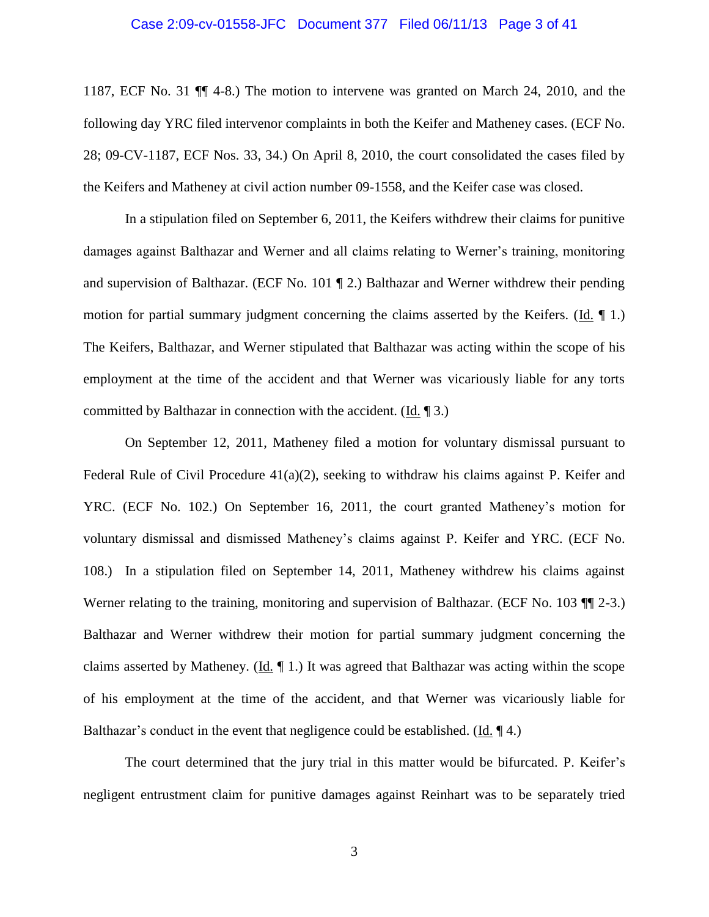1187, ECF No. 31 ¶¶ 4-8.) The motion to intervene was granted on March 24, 2010, and the following day YRC filed intervenor complaints in both the Keifer and Matheney cases. (ECF No. 28; 09-CV-1187, ECF Nos. 33, 34.) On April 8, 2010, the court consolidated the cases filed by the Keifers and Matheney at civil action number 09-1558, and the Keifer case was closed.

In a stipulation filed on September 6, 2011, the Keifers withdrew their claims for punitive damages against Balthazar and Werner and all claims relating to Werner's training, monitoring and supervision of Balthazar. (ECF No. 101 ¶ 2.) Balthazar and Werner withdrew their pending motion for partial summary judgment concerning the claims asserted by the Keifers. (Id. ¶ 1.) The Keifers, Balthazar, and Werner stipulated that Balthazar was acting within the scope of his employment at the time of the accident and that Werner was vicariously liable for any torts committed by Balthazar in connection with the accident. (Id. ¶ 3.)

On September 12, 2011, Matheney filed a motion for voluntary dismissal pursuant to Federal Rule of Civil Procedure 41(a)(2), seeking to withdraw his claims against P. Keifer and YRC. (ECF No. 102.) On September 16, 2011, the court granted Matheney's motion for voluntary dismissal and dismissed Matheney's claims against P. Keifer and YRC. (ECF No. 108.) In a stipulation filed on September 14, 2011, Matheney withdrew his claims against Werner relating to the training, monitoring and supervision of Balthazar. (ECF No. 103 ¶¶ 2-3.) Balthazar and Werner withdrew their motion for partial summary judgment concerning the claims asserted by Matheney. (Id. ¶ 1.) It was agreed that Balthazar was acting within the scope of his employment at the time of the accident, and that Werner was vicariously liable for Balthazar's conduct in the event that negligence could be established. (Id. ¶ 4.)

The court determined that the jury trial in this matter would be bifurcated. P. Keifer's negligent entrustment claim for punitive damages against Reinhart was to be separately tried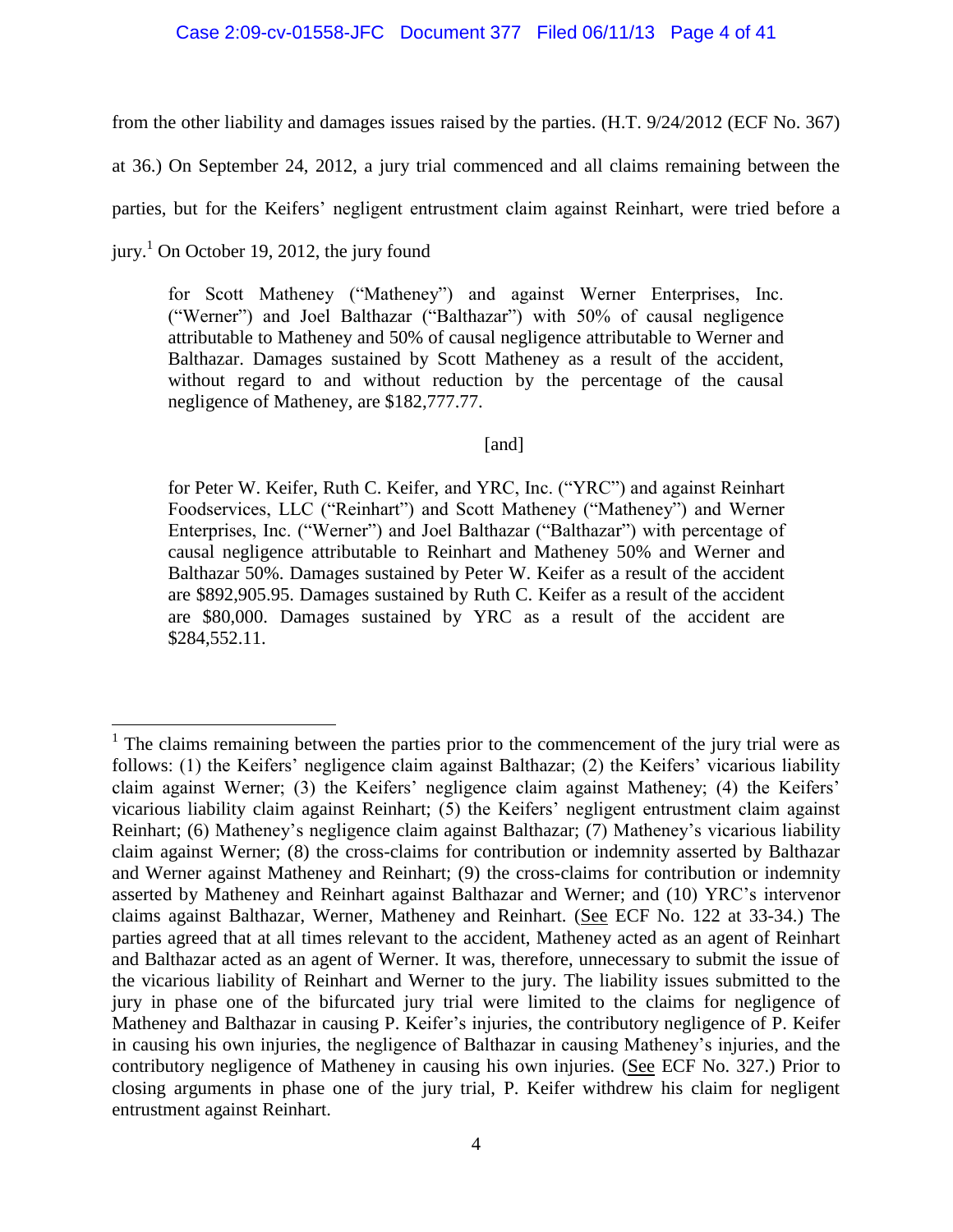from the other liability and damages issues raised by the parties. (H.T. 9/24/2012 (ECF No. 367) at 36.) On September 24, 2012, a jury trial commenced and all claims remaining between the parties, but for the Keifers' negligent entrustment claim against Reinhart, were tried before a jury.[1] On October 19, 2012, the jury found

> for Scott Matheney ("Matheney") and against Werner Enterprises, Inc. ("Werner") and Joel Balthazar ("Balthazar") with 50% of causal negligence attributable to Matheney and 50% of causal negligence attributable to Werner and Balthazar. Damages sustained by Scott Matheney as a result of the accident, without regard to and without reduction by the percentage of the causal negligence of Matheney, are $182,777.77.
>
> [and]
>
> for Peter W. Keifer, Ruth C. Keifer, and YRC, Inc. ("YRC") and against Reinhart Foodservices, LLC ("Reinhart") and Scott Matheney ("Matheney") and Werner Enterprises, Inc. ("Werner") and Joel Balthazar ("Balthazar") with percentage of causal negligence attributable to Reinhart and Matheney 50% and Werner and Balthazar 50%. Damages sustained by Peter W. Keifer as a result of the accident are $892,905.95. Damages sustained by Ruth C. Keifer as a result of the accident are $80,000. Damages sustained by YRC as a result of the accident are $284,552.11.

---

[1] The claims remaining between the parties prior to the commencement of the jury trial were as follows: (1) the Keifers' negligence claim against Balthazar; (2) the Keifers' vicarious liability claim against Werner; (3) the Keifers' negligence claim against Matheney; (4) the Keifers' vicarious liability claim against Reinhart; (5) the Keifers' negligent entrustment claim against Reinhart; (6) Matheney's negligence claim against Balthazar; (7) Matheney's vicarious liability claim against Werner; (8) the cross-claims for contribution or indemnity asserted by Balthazar and Werner against Matheney and Reinhart; (9) the cross-claims for contribution or indemnity asserted by Matheney and Reinhart against Balthazar and Werner; and (10) YRC's intervenor claims against Balthazar, Werner, Matheney and Reinhart. (See ECF No. 122 at 33-34.) The parties agreed that at all times relevant to the accident, Matheney acted as an agent of Reinhart and Balthazar acted as an agent of Werner. It was, therefore, unnecessary to submit the issue of the vicarious liability of Reinhart and Werner to the jury. The liability issues submitted to the jury in phase one of the bifurcated jury trial were limited to the claims for negligence of Matheney and Balthazar in causing P. Keifer's injuries, the contributory negligence of P. Keifer in causing his own injuries, the negligence of Balthazar in causing Matheney's injuries, and the contributory negligence of Matheney in causing his own injuries. (See ECF No. 327.) Prior to closing arguments in phase one of the jury trial, P. Keifer withdrew his claim for negligent entrustment against Reinhart.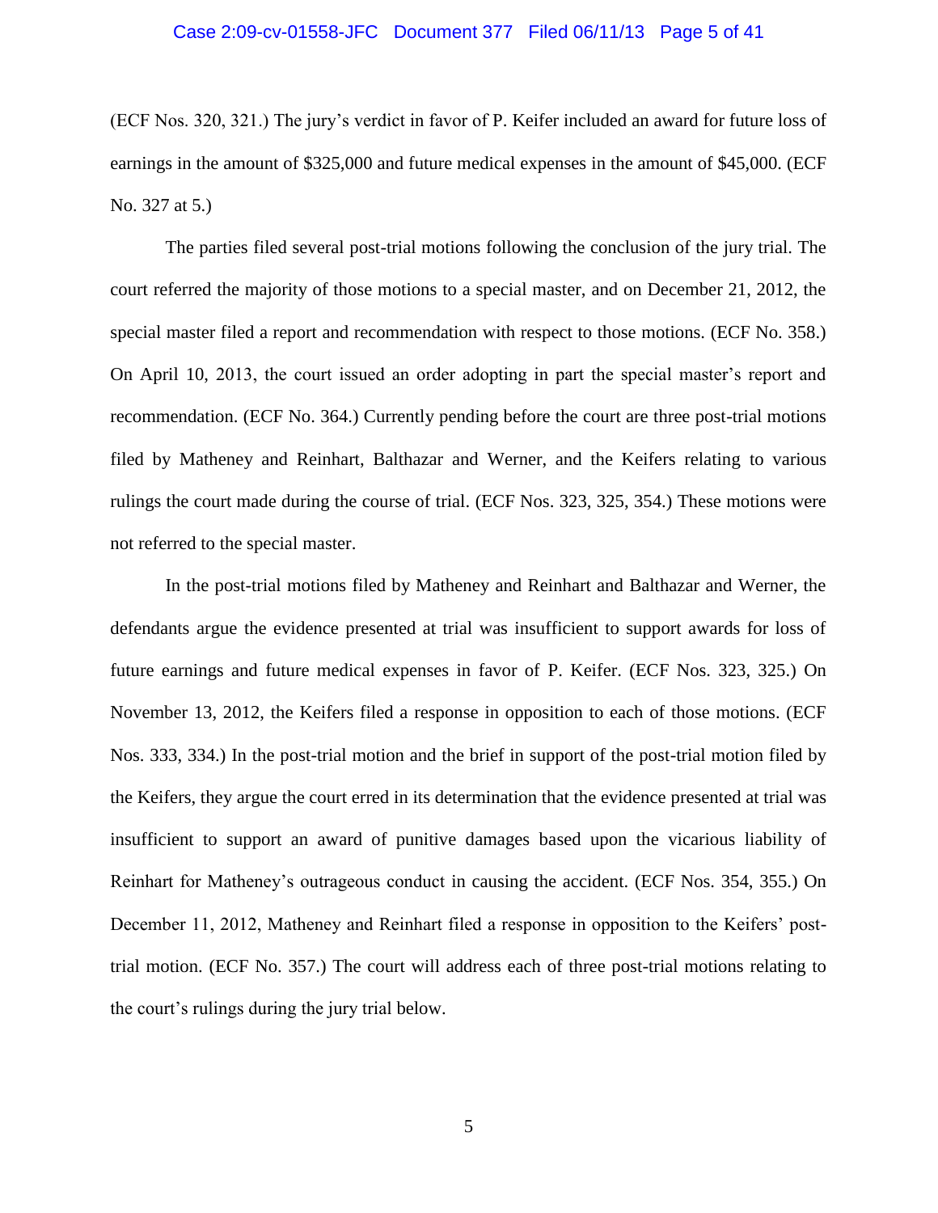(ECF Nos. 320, 321.) The jury's verdict in favor of P. Keifer included an award for future loss of earnings in the amount of $325,000 and future medical expenses in the amount of $45,000. (ECF No. 327 at 5.)

The parties filed several post-trial motions following the conclusion of the jury trial. The court referred the majority of those motions to a special master, and on December 21, 2012, the special master filed a report and recommendation with respect to those motions. (ECF No. 358.) On April 10, 2013, the court issued an order adopting in part the special master's report and recommendation. (ECF No. 364.) Currently pending before the court are three post-trial motions filed by Matheney and Reinhart, Balthazar and Werner, and the Keifers relating to various rulings the court made during the course of trial. (ECF Nos. 323, 325, 354.) These motions were not referred to the special master.

In the post-trial motions filed by Matheney and Reinhart and Balthazar and Werner, the defendants argue the evidence presented at trial was insufficient to support awards for loss of future earnings and future medical expenses in favor of P. Keifer. (ECF Nos. 323, 325.) On November 13, 2012, the Keifers filed a response in opposition to each of those motions. (ECF Nos. 333, 334.) In the post-trial motion and the brief in support of the post-trial motion filed by the Keifers, they argue the court erred in its determination that the evidence presented at trial was insufficient to support an award of punitive damages based upon the vicarious liability of Reinhart for Matheney's outrageous conduct in causing the accident. (ECF Nos. 354, 355.) On December 11, 2012, Matheney and Reinhart filed a response in opposition to the Keifers' post-trial motion. (ECF No. 357.) The court will address each of three post-trial motions relating to the court's rulings during the jury trial below.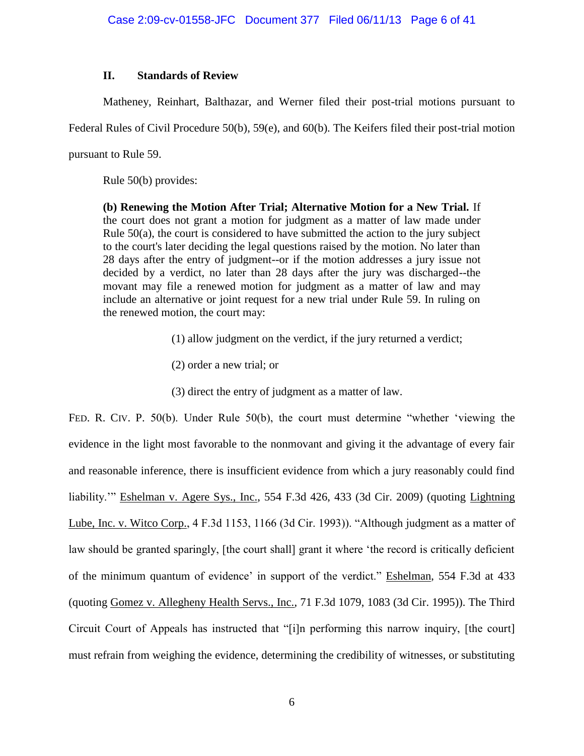## II. Standards of Review

Matheney, Reinhart, Balthazar, and Werner filed their post-trial motions pursuant to Federal Rules of Civil Procedure 50(b), 59(e), and 60(b). The Keifers filed their post-trial motion pursuant to Rule 59.

Rule 50(b) provides:

> **(b) Renewing the Motion After Trial; Alternative Motion for a New Trial.** If the court does not grant a motion for judgment as a matter of law made under Rule 50(a), the court is considered to have submitted the action to the jury subject to the court's later deciding the legal questions raised by the motion. No later than 28 days after the entry of judgment--or if the motion addresses a jury issue not decided by a verdict, no later than 28 days after the jury was discharged--the movant may file a renewed motion for judgment as a matter of law and may include an alternative or joint request for a new trial under Rule 59. In ruling on the renewed motion, the court may:
>
> (1) allow judgment on the verdict, if the jury returned a verdict;
>
> (2) order a new trial; or
>
> (3) direct the entry of judgment as a matter of law.

FED. R. CIV. P. 50(b). Under Rule 50(b), the court must determine "whether 'viewing the evidence in the light most favorable to the nonmovant and giving it the advantage of every fair and reasonable inference, there is insufficient evidence from which a jury reasonably could find liability.'" Eshelman v. Agere Sys., Inc., 554 F.3d 426, 433 (3d Cir. 2009) (quoting Lightning Lube, Inc. v. Witco Corp., 4 F.3d 1153, 1166 (3d Cir. 1993)). "Although judgment as a matter of law should be granted sparingly, [the court shall] grant it where 'the record is critically deficient of the minimum quantum of evidence' in support of the verdict." Eshelman, 554 F.3d at 433 (quoting Gomez v. Allegheny Health Servs., Inc., 71 F.3d 1079, 1083 (3d Cir. 1995)). The Third Circuit Court of Appeals has instructed that "[i]n performing this narrow inquiry, [the court] must refrain from weighing the evidence, determining the credibility of witnesses, or substituting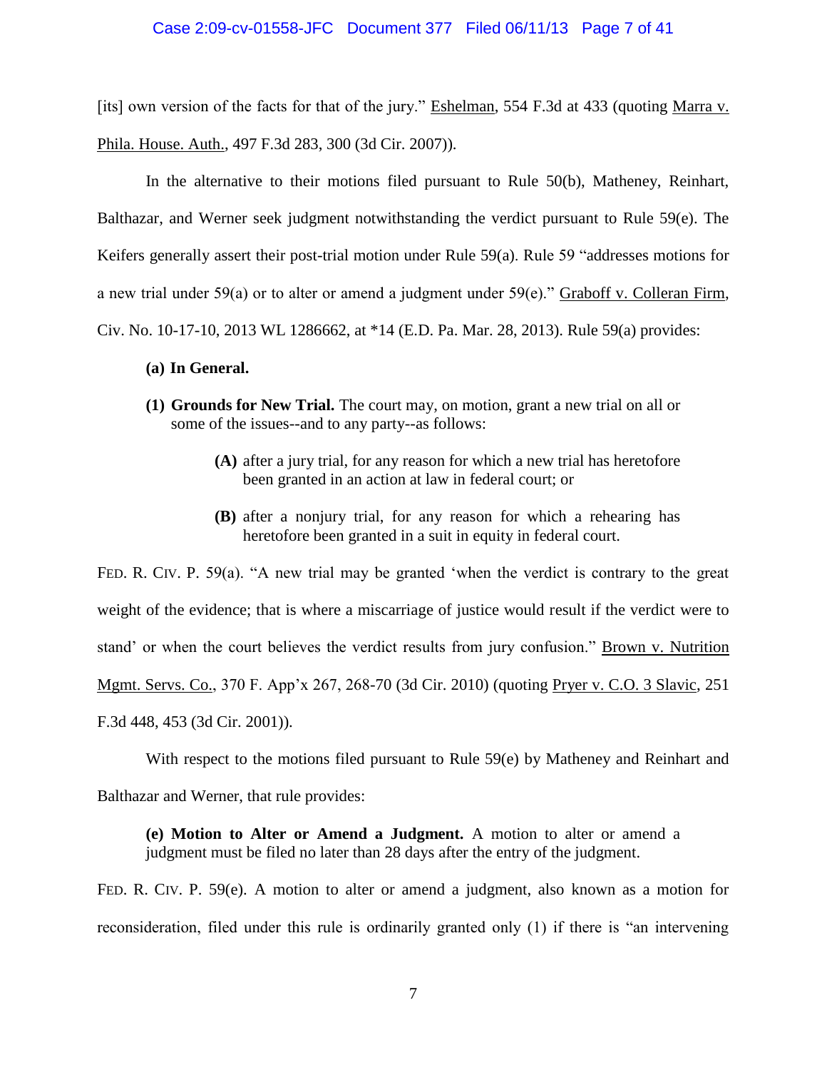[its] own version of the facts for that of the jury." Eshelman, 554 F.3d at 433 (quoting Marra v. Phila. House. Auth., 497 F.3d 283, 300 (3d Cir. 2007)).

In the alternative to their motions filed pursuant to Rule 50(b), Matheney, Reinhart, Balthazar, and Werner seek judgment notwithstanding the verdict pursuant to Rule 59(e). The Keifers generally assert their post-trial motion under Rule 59(a). Rule 59 "addresses motions for a new trial under 59(a) or to alter or amend a judgment under 59(e)." Graboff v. Colleran Firm, Civ. No. 10-17-10, 2013 WL 1286662, at *14 (E.D. Pa. Mar. 28, 2013). Rule 59(a) provides:

> **(a) In General.**
>
> **(1) Grounds for New Trial.** The court may, on motion, grant a new trial on all or some of the issues--and to any party--as follows:
>
> > **(A)** after a jury trial, for any reason for which a new trial has heretofore been granted in an action at law in federal court; or
> >
> > **(B)** after a nonjury trial, for any reason for which a rehearing has heretofore been granted in a suit in equity in federal court.

FED. R. CIV. P. 59(a). "A new trial may be granted 'when the verdict is contrary to the great weight of the evidence; that is where a miscarriage of justice would result if the verdict were to stand' or when the court believes the verdict results from jury confusion." Brown v. Nutrition Mgmt. Servs. Co., 370 F. App'x 267, 268-70 (3d Cir. 2010) (quoting Pryer v. C.O. 3 Slavic, 251 F.3d 448, 453 (3d Cir. 2001)).

With respect to the motions filed pursuant to Rule 59(e) by Matheney and Reinhart and Balthazar and Werner, that rule provides:

> **(e) Motion to Alter or Amend a Judgment.** A motion to alter or amend a judgment must be filed no later than 28 days after the entry of the judgment.

FED. R. CIV. P. 59(e). A motion to alter or amend a judgment, also known as a motion for reconsideration, filed under this rule is ordinarily granted only (1) if there is "an intervening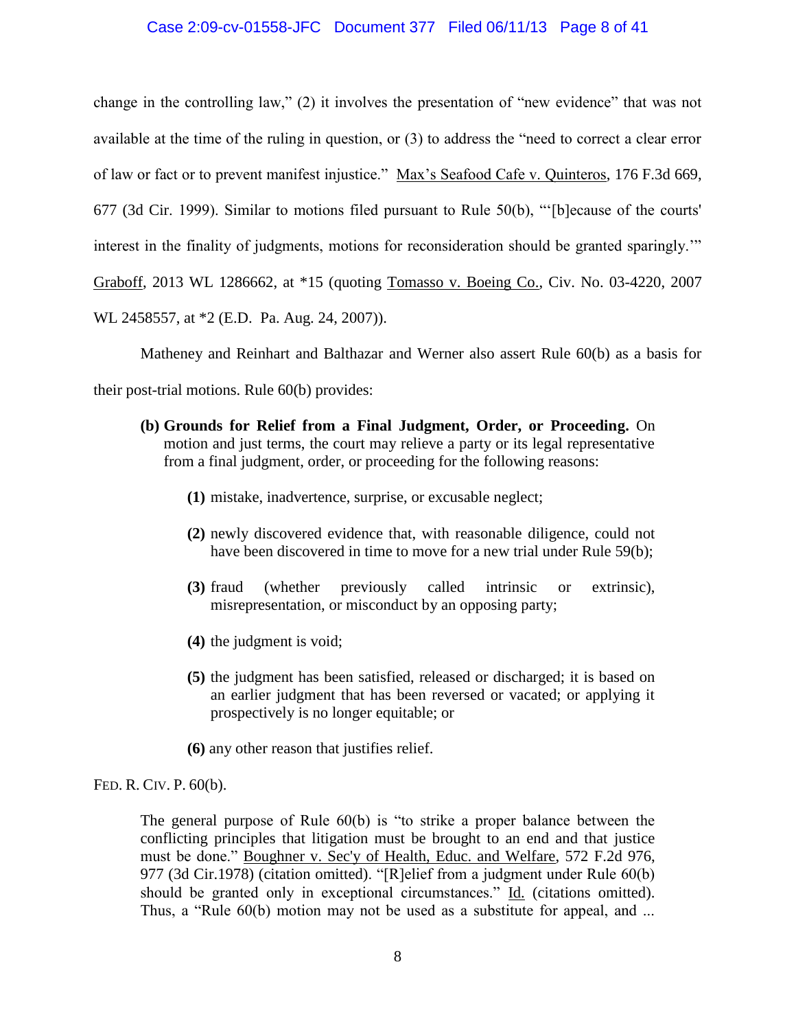change in the controlling law," (2) it involves the presentation of "new evidence" that was not available at the time of the ruling in question, or (3) to address the "need to correct a clear error of law or fact or to prevent manifest injustice." Max's Seafood Cafe v. Quinteros, 176 F.3d 669, 677 (3d Cir. 1999). Similar to motions filed pursuant to Rule 50(b), "'[b]ecause of the courts' interest in the finality of judgments, motions for reconsideration should be granted sparingly.'" Graboff, 2013 WL 1286662, at *15 (quoting Tomasso v. Boeing Co., Civ. No. 03-4220, 2007 WL 2458557, at *2 (E.D. Pa. Aug. 24, 2007)).

Matheney and Reinhart and Balthazar and Werner also assert Rule 60(b) as a basis for their post-trial motions. Rule 60(b) provides:

> **(b) Grounds for Relief from a Final Judgment, Order, or Proceeding.** On motion and just terms, the court may relieve a party or its legal representative from a final judgment, order, or proceeding for the following reasons:
>
> **(1)** mistake, inadvertence, surprise, or excusable neglect;
>
> **(2)** newly discovered evidence that, with reasonable diligence, could not have been discovered in time to move for a new trial under Rule 59(b);
>
> **(3)** fraud (whether previously called intrinsic or extrinsic), misrepresentation, or misconduct by an opposing party;
>
> **(4)** the judgment is void;
>
> **(5)** the judgment has been satisfied, released or discharged; it is based on an earlier judgment that has been reversed or vacated; or applying it prospectively is no longer equitable; or
>
> **(6)** any other reason that justifies relief.

FED. R. CIV. P. 60(b).

> The general purpose of Rule 60(b) is "to strike a proper balance between the conflicting principles that litigation must be brought to an end and that justice must be done." Boughner v. Sec'y of Health, Educ. and Welfare, 572 F.2d 976, 977 (3d Cir.1978) (citation omitted). "[R]elief from a judgment under Rule 60(b) should be granted only in exceptional circumstances." Id. (citations omitted). Thus, a "Rule 60(b) motion may not be used as a substitute for appeal, and ...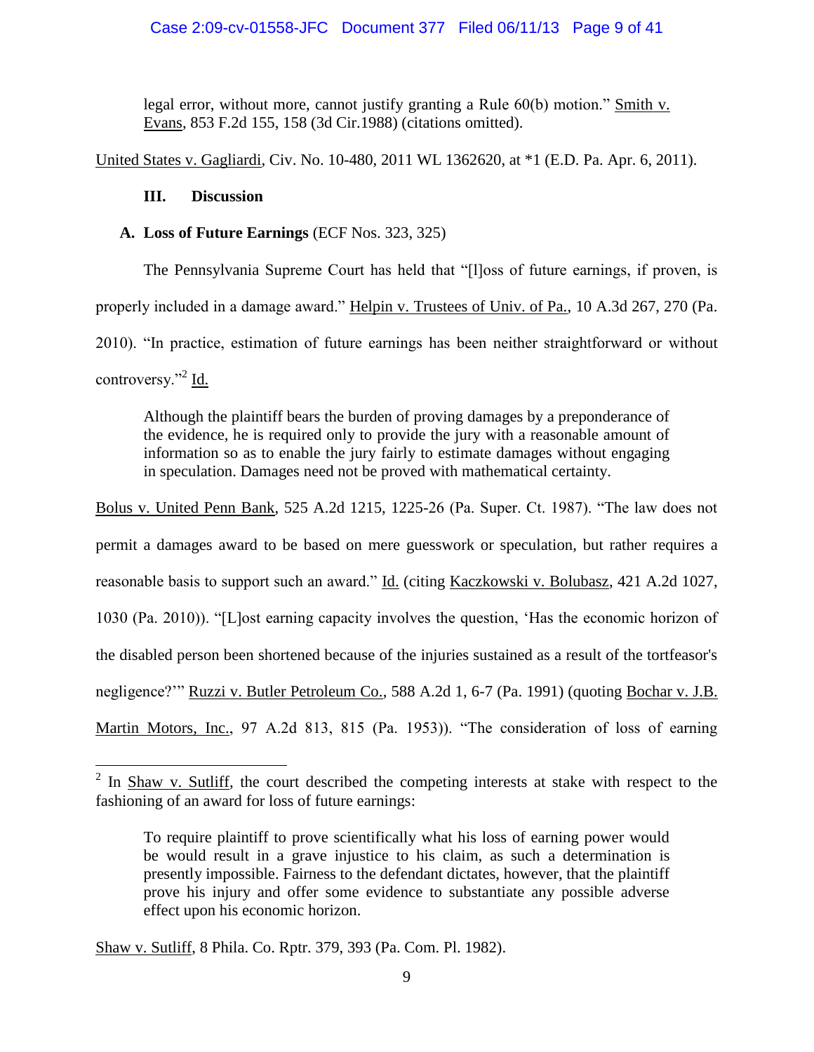legal error, without more, cannot justify granting a Rule 60(b) motion." Smith v. Evans, 853 F.2d 155, 158 (3d Cir.1988) (citations omitted).

United States v. Gagliardi, Civ. No. 10-480, 2011 WL 1362620, at *1 (E.D. Pa. Apr. 6, 2011).

### III. Discussion

#### A. Loss of Future Earnings (ECF Nos. 323, 325)

The Pennsylvania Supreme Court has held that "[l]oss of future earnings, if proven, is properly included in a damage award." Helpin v. Trustees of Univ. of Pa., 10 A.3d 267, 270 (Pa. 2010). "In practice, estimation of future earnings has been neither straightforward or without controversy."[2] Id.

> Although the plaintiff bears the burden of proving damages by a preponderance of the evidence, he is required only to provide the jury with a reasonable amount of information so as to enable the jury fairly to estimate damages without engaging in speculation. Damages need not be proved with mathematical certainty.

Bolus v. United Penn Bank, 525 A.2d 1215, 1225-26 (Pa. Super. Ct. 1987). "The law does not permit a damages award to be based on mere guesswork or speculation, but rather requires a reasonable basis to support such an award." Id. (citing Kaczkowski v. Bolubasz, 421 A.2d 1027, 1030 (Pa. 2010)). "[L]ost earning capacity involves the question, 'Has the economic horizon of the disabled person been shortened because of the injuries sustained as a result of the tortfeasor's negligence?'" Ruzzi v. Butler Petroleum Co., 588 A.2d 1, 6-7 (Pa. 1991) (quoting Bochar v. J.B. Martin Motors, Inc., 97 A.2d 813, 815 (Pa. 1953)). "The consideration of loss of earning

---

[2] In Shaw v. Sutliff, the court described the competing interests at stake with respect to the fashioning of an award for loss of future earnings:

> To require plaintiff to prove scientifically what his loss of earning power would be would result in a grave injustice to his claim, as such a determination is presently impossible. Fairness to the defendant dictates, however, that the plaintiff prove his injury and offer some evidence to substantiate any possible adverse effect upon his economic horizon.

Shaw v. Sutliff, 8 Phila. Co. Rptr. 379, 393 (Pa. Com. Pl. 1982).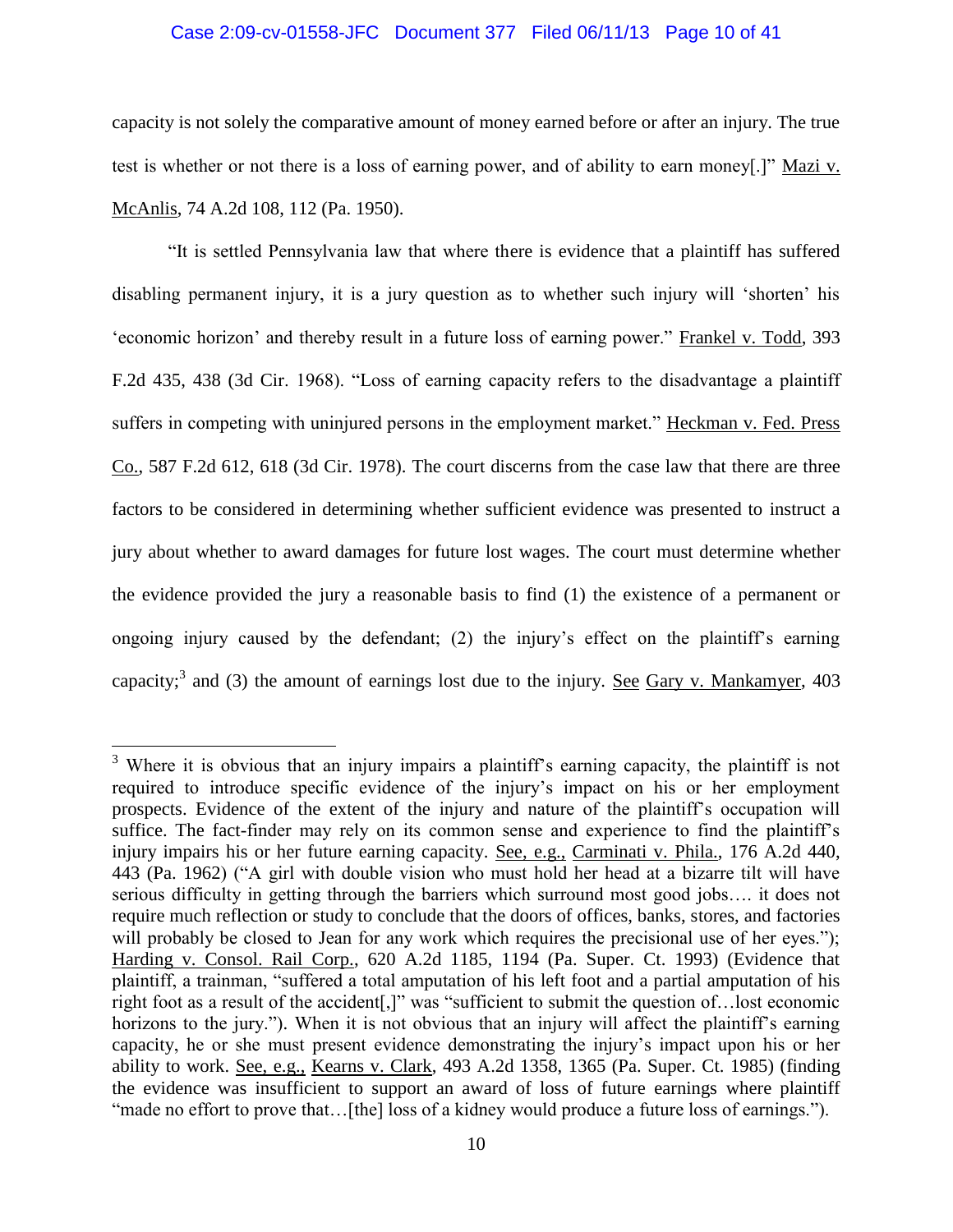capacity is not solely the comparative amount of money earned before or after an injury. The true test is whether or not there is a loss of earning power, and of ability to earn money[.]" Mazi v. McAnlis, 74 A.2d 108, 112 (Pa. 1950).

"It is settled Pennsylvania law that where there is evidence that a plaintiff has suffered disabling permanent injury, it is a jury question as to whether such injury will 'shorten' his 'economic horizon' and thereby result in a future loss of earning power." Frankel v. Todd, 393 F.2d 435, 438 (3d Cir. 1968). "Loss of earning capacity refers to the disadvantage a plaintiff suffers in competing with uninjured persons in the employment market." Heckman v. Fed. Press Co., 587 F.2d 612, 618 (3d Cir. 1978). The court discerns from the case law that there are three factors to be considered in determining whether sufficient evidence was presented to instruct a jury about whether to award damages for future lost wages. The court must determine whether the evidence provided the jury a reasonable basis to find (1) the existence of a permanent or ongoing injury caused by the defendant; (2) the injury's effect on the plaintiff's earning capacity;[3] and (3) the amount of earnings lost due to the injury. See Gary v. Mankamyer, 403

---

[3] Where it is obvious that an injury impairs a plaintiff's earning capacity, the plaintiff is not required to introduce specific evidence of the injury's impact on his or her employment prospects. Evidence of the extent of the injury and nature of the plaintiff's occupation will suffice. The fact-finder may rely on its common sense and experience to find the plaintiff's injury impairs his or her future earning capacity. See, e.g., Carminati v. Phila., 176 A.2d 440, 443 (Pa. 1962) ("A girl with double vision who must hold her head at a bizarre tilt will have serious difficulty in getting through the barriers which surround most good jobs…. it does not require much reflection or study to conclude that the doors of offices, banks, stores, and factories will probably be closed to Jean for any work which requires the precisional use of her eyes."); Harding v. Consol. Rail Corp., 620 A.2d 1185, 1194 (Pa. Super. Ct. 1993) (Evidence that plaintiff, a trainman, "suffered a total amputation of his left foot and a partial amputation of his right foot as a result of the accident[,]" was "sufficient to submit the question of…lost economic horizons to the jury."). When it is not obvious that an injury will affect the plaintiff's earning capacity, he or she must present evidence demonstrating the injury's impact upon his or her ability to work. See, e.g., Kearns v. Clark, 493 A.2d 1358, 1365 (Pa. Super. Ct. 1985) (finding the evidence was insufficient to support an award of loss of future earnings where plaintiff "made no effort to prove that…[the] loss of a kidney would produce a future loss of earnings.").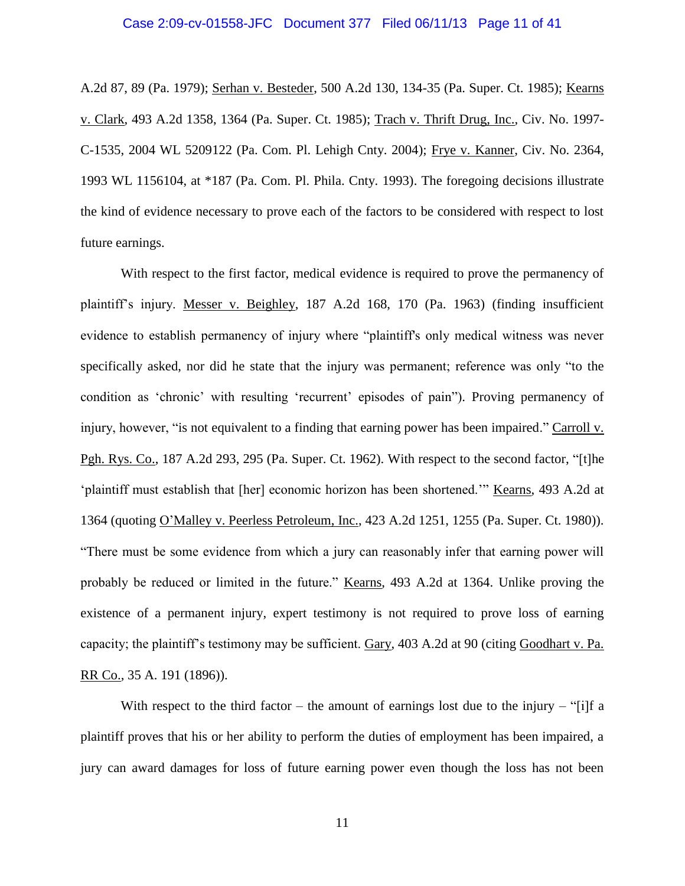A.2d 87, 89 (Pa. 1979); Serhan v. Besteder, 500 A.2d 130, 134-35 (Pa. Super. Ct. 1985); Kearns v. Clark, 493 A.2d 1358, 1364 (Pa. Super. Ct. 1985); Trach v. Thrift Drug, Inc., Civ. No. 1997-C-1535, 2004 WL 5209122 (Pa. Com. Pl. Lehigh Cnty. 2004); Frye v. Kanner, Civ. No. 2364, 1993 WL 1156104, at *187 (Pa. Com. Pl. Phila. Cnty. 1993). The foregoing decisions illustrate the kind of evidence necessary to prove each of the factors to be considered with respect to lost future earnings.

With respect to the first factor, medical evidence is required to prove the permanency of plaintiff's injury. Messer v. Beighley, 187 A.2d 168, 170 (Pa. 1963) (finding insufficient evidence to establish permanency of injury where "plaintiff's only medical witness was never specifically asked, nor did he state that the injury was permanent; reference was only "to the condition as 'chronic' with resulting 'recurrent' episodes of pain"). Proving permanency of injury, however, "is not equivalent to a finding that earning power has been impaired." Carroll v. Pgh. Rys. Co., 187 A.2d 293, 295 (Pa. Super. Ct. 1962). With respect to the second factor, "[t]he 'plaintiff must establish that [her] economic horizon has been shortened.'" Kearns, 493 A.2d at 1364 (quoting O'Malley v. Peerless Petroleum, Inc., 423 A.2d 1251, 1255 (Pa. Super. Ct. 1980)). "There must be some evidence from which a jury can reasonably infer that earning power will probably be reduced or limited in the future." Kearns, 493 A.2d at 1364. Unlike proving the existence of a permanent injury, expert testimony is not required to prove loss of earning capacity; the plaintiff's testimony may be sufficient. Gary, 403 A.2d at 90 (citing Goodhart v. Pa. RR Co., 35 A. 191 (1896)).

With respect to the third factor – the amount of earnings lost due to the injury – "[i]f a plaintiff proves that his or her ability to perform the duties of employment has been impaired, a jury can award damages for loss of future earning power even though the loss has not been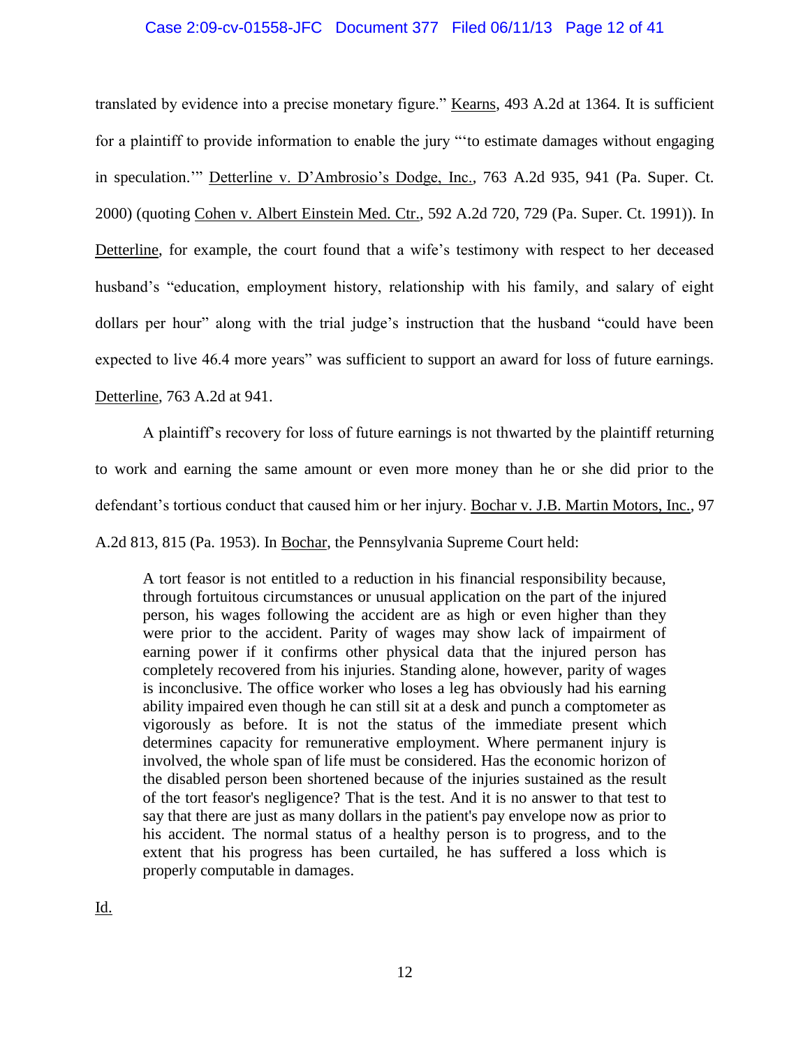translated by evidence into a precise monetary figure." Kearns, 493 A.2d at 1364. It is sufficient for a plaintiff to provide information to enable the jury "'to estimate damages without engaging in speculation.'" Detterline v. D'Ambrosio's Dodge, Inc., 763 A.2d 935, 941 (Pa. Super. Ct. 2000) (quoting Cohen v. Albert Einstein Med. Ctr., 592 A.2d 720, 729 (Pa. Super. Ct. 1991)). In Detterline, for example, the court found that a wife's testimony with respect to her deceased husband's "education, employment history, relationship with his family, and salary of eight dollars per hour" along with the trial judge's instruction that the husband "could have been expected to live 46.4 more years" was sufficient to support an award for loss of future earnings. Detterline, 763 A.2d at 941.

A plaintiff's recovery for loss of future earnings is not thwarted by the plaintiff returning to work and earning the same amount or even more money than he or she did prior to the defendant's tortious conduct that caused him or her injury. Bochar v. J.B. Martin Motors, Inc., 97 A.2d 813, 815 (Pa. 1953). In Bochar, the Pennsylvania Supreme Court held:

> A tort feasor is not entitled to a reduction in his financial responsibility because, through fortuitous circumstances or unusual application on the part of the injured person, his wages following the accident are as high or even higher than they were prior to the accident. Parity of wages may show lack of impairment of earning power if it confirms other physical data that the injured person has completely recovered from his injuries. Standing alone, however, parity of wages is inconclusive. The office worker who loses a leg has obviously had his earning ability impaired even though he can still sit at a desk and punch a comptometer as vigorously as before. It is not the status of the immediate present which determines capacity for remunerative employment. Where permanent injury is involved, the whole span of life must be considered. Has the economic horizon of the disabled person been shortened because of the injuries sustained as the result of the tort feasor's negligence? That is the test. And it is no answer to that test to say that there are just as many dollars in the patient's pay envelope now as prior to his accident. The normal status of a healthy person is to progress, and to the extent that his progress has been curtailed, he has suffered a loss which is properly computable in damages.

Id.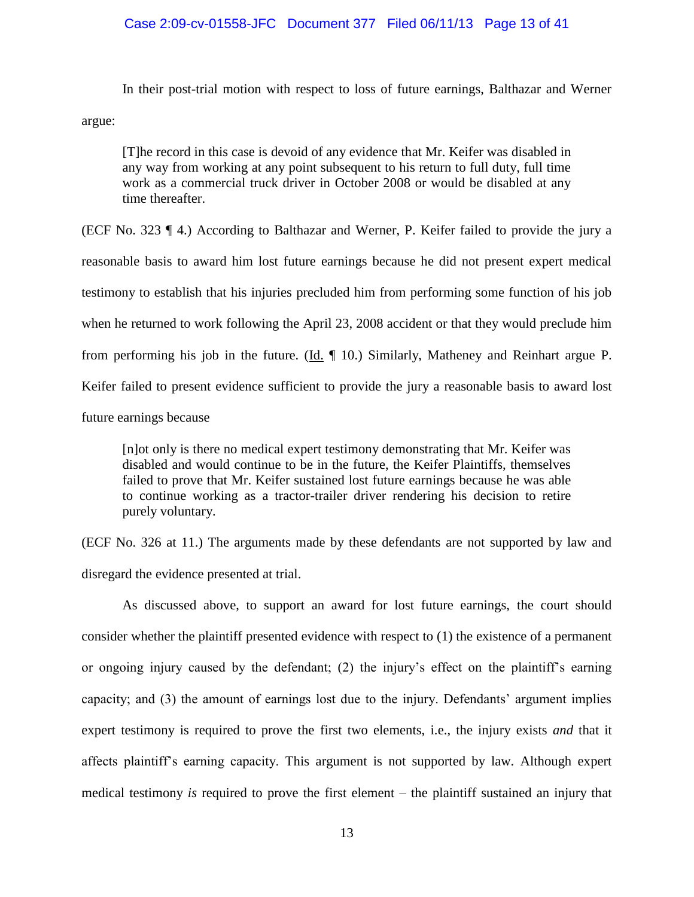In their post-trial motion with respect to loss of future earnings, Balthazar and Werner argue:

> [T]he record in this case is devoid of any evidence that Mr. Keifer was disabled in any way from working at any point subsequent to his return to full duty, full time work as a commercial truck driver in October 2008 or would be disabled at any time thereafter.

(ECF No. 323 ¶ 4.) According to Balthazar and Werner, P. Keifer failed to provide the jury a reasonable basis to award him lost future earnings because he did not present expert medical testimony to establish that his injuries precluded him from performing some function of his job when he returned to work following the April 23, 2008 accident or that they would preclude him from performing his job in the future. (Id. ¶ 10.) Similarly, Matheney and Reinhart argue P. Keifer failed to present evidence sufficient to provide the jury a reasonable basis to award lost future earnings because

> [n]ot only is there no medical expert testimony demonstrating that Mr. Keifer was disabled and would continue to be in the future, the Keifer Plaintiffs, themselves failed to prove that Mr. Keifer sustained lost future earnings because he was able to continue working as a tractor-trailer driver rendering his decision to retire purely voluntary.

(ECF No. 326 at 11.) The arguments made by these defendants are not supported by law and disregard the evidence presented at trial.

As discussed above, to support an award for lost future earnings, the court should consider whether the plaintiff presented evidence with respect to (1) the existence of a permanent or ongoing injury caused by the defendant; (2) the injury's effect on the plaintiff's earning capacity; and (3) the amount of earnings lost due to the injury. Defendants' argument implies expert testimony is required to prove the first two elements, i.e., the injury exists *and* that it affects plaintiff's earning capacity. This argument is not supported by law. Although expert medical testimony *is* required to prove the first element – the plaintiff sustained an injury that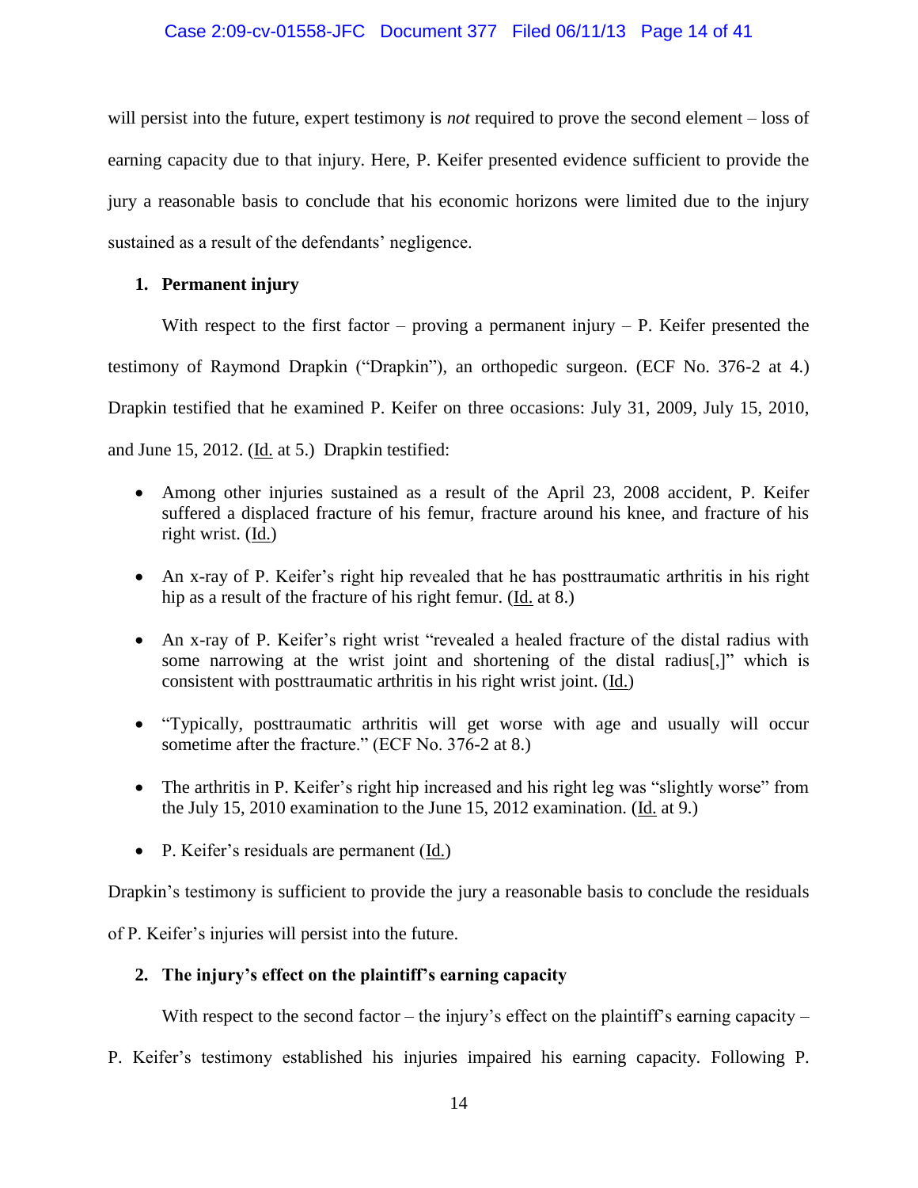will persist into the future, expert testimony is *not* required to prove the second element – loss of earning capacity due to that injury. Here, P. Keifer presented evidence sufficient to provide the jury a reasonable basis to conclude that his economic horizons were limited due to the injury sustained as a result of the defendants' negligence.

### 1. Permanent injury

With respect to the first factor – proving a permanent injury – P. Keifer presented the testimony of Raymond Drapkin ("Drapkin"), an orthopedic surgeon. (ECF No. 376-2 at 4.) Drapkin testified that he examined P. Keifer on three occasions: July 31, 2009, July 15, 2010, and June 15, 2012. (Id. at 5.) Drapkin testified:

- Among other injuries sustained as a result of the April 23, 2008 accident, P. Keifer suffered a displaced fracture of his femur, fracture around his knee, and fracture of his right wrist. (Id.)
- An x-ray of P. Keifer's right hip revealed that he has posttraumatic arthritis in his right hip as a result of the fracture of his right femur. (Id. at 8.)
- An x-ray of P. Keifer's right wrist "revealed a healed fracture of the distal radius with some narrowing at the wrist joint and shortening of the distal radius[,]" which is consistent with posttraumatic arthritis in his right wrist joint. (Id.)
- "Typically, posttraumatic arthritis will get worse with age and usually will occur sometime after the fracture." (ECF No. 376-2 at 8.)
- The arthritis in P. Keifer's right hip increased and his right leg was "slightly worse" from the July 15, 2010 examination to the June 15, 2012 examination. (Id. at 9.)
- P. Keifer's residuals are permanent (Id.)

Drapkin's testimony is sufficient to provide the jury a reasonable basis to conclude the residuals of P. Keifer's injuries will persist into the future.

### 2. The injury's effect on the plaintiff's earning capacity

With respect to the second factor – the injury's effect on the plaintiff's earning capacity – P. Keifer's testimony established his injuries impaired his earning capacity. Following P.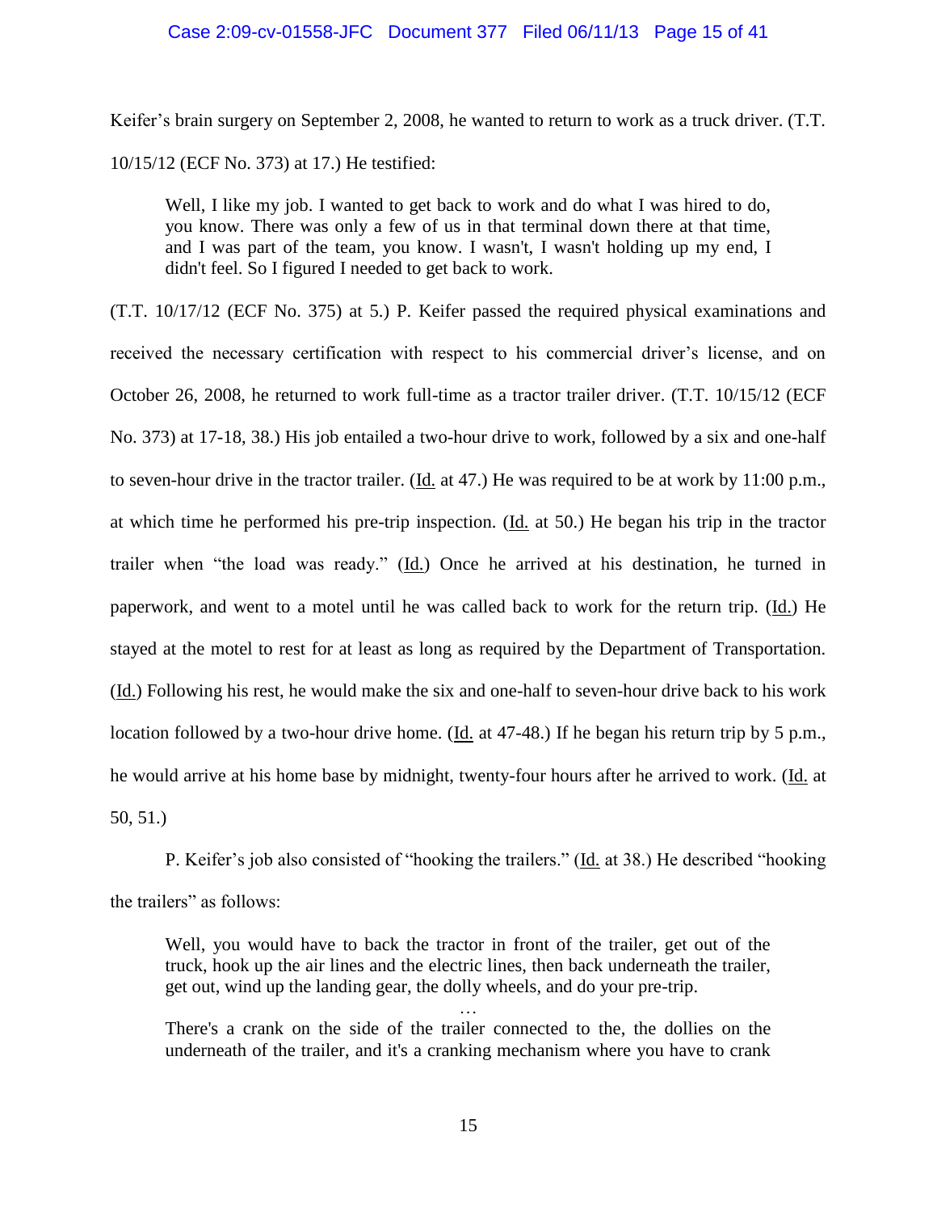Keifer's brain surgery on September 2, 2008, he wanted to return to work as a truck driver. (T.T. 10/15/12 (ECF No. 373) at 17.) He testified:

> Well, I like my job. I wanted to get back to work and do what I was hired to do, you know. There was only a few of us in that terminal down there at that time, and I was part of the team, you know. I wasn't, I wasn't holding up my end, I didn't feel. So I figured I needed to get back to work.

(T.T. 10/17/12 (ECF No. 375) at 5.) P. Keifer passed the required physical examinations and received the necessary certification with respect to his commercial driver's license, and on October 26, 2008, he returned to work full-time as a tractor trailer driver. (T.T. 10/15/12 (ECF No. 373) at 17-18, 38.) His job entailed a two-hour drive to work, followed by a six and one-half to seven-hour drive in the tractor trailer. (Id. at 47.) He was required to be at work by 11:00 p.m., at which time he performed his pre-trip inspection. (Id. at 50.) He began his trip in the tractor trailer when "the load was ready." (Id.) Once he arrived at his destination, he turned in paperwork, and went to a motel until he was called back to work for the return trip. (Id.) He stayed at the motel to rest for at least as long as required by the Department of Transportation. (Id.) Following his rest, he would make the six and one-half to seven-hour drive back to his work location followed by a two-hour drive home. (Id. at 47-48.) If he began his return trip by 5 p.m., he would arrive at his home base by midnight, twenty-four hours after he arrived to work. (Id. at 50, 51.)

P. Keifer's job also consisted of "hooking the trailers." (Id. at 38.) He described "hooking the trailers" as follows:

> Well, you would have to back the tractor in front of the trailer, get out of the truck, hook up the air lines and the electric lines, then back underneath the trailer, get out, wind up the landing gear, the dolly wheels, and do your pre-trip.
>
> …
>
> There's a crank on the side of the trailer connected to the, the dollies on the underneath of the trailer, and it's a cranking mechanism where you have to crank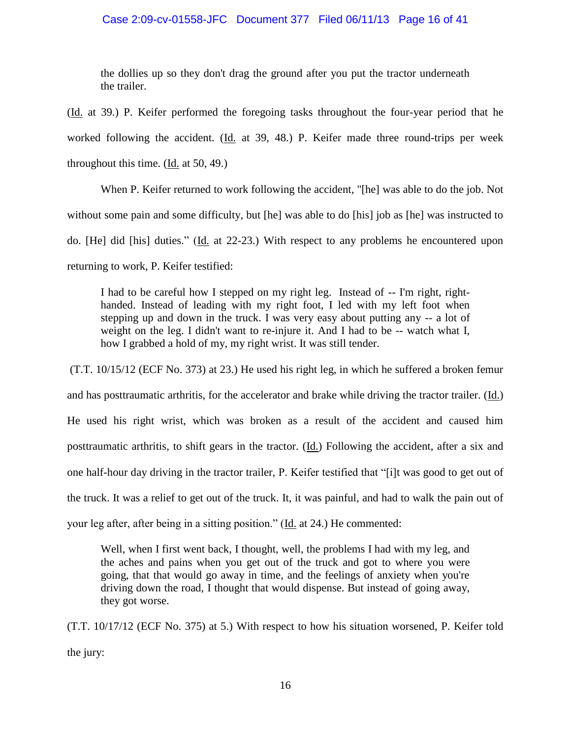> the dollies up so they don't drag the ground after you put the tractor underneath the trailer.

(Id. at 39.) P. Keifer performed the foregoing tasks throughout the four-year period that he worked following the accident. (Id. at 39, 48.) P. Keifer made three round-trips per week throughout this time. (Id. at 50, 49.)

When P. Keifer returned to work following the accident, "[he] was able to do the job. Not without some pain and some difficulty, but [he] was able to do [his] job as [he] was instructed to do. [He] did [his] duties." (Id. at 22-23.) With respect to any problems he encountered upon returning to work, P. Keifer testified:

> I had to be careful how I stepped on my right leg. Instead of -- I'm right, right-handed. Instead of leading with my right foot, I led with my left foot when stepping up and down in the truck. I was very easy about putting any -- a lot of weight on the leg. I didn't want to re-injure it. And I had to be -- watch what I, how I grabbed a hold of my, my right wrist. It was still tender.

(T.T. 10/15/12 (ECF No. 373) at 23.) He used his right leg, in which he suffered a broken femur and has posttraumatic arthritis, for the accelerator and brake while driving the tractor trailer. (Id.) He used his right wrist, which was broken as a result of the accident and caused him posttraumatic arthritis, to shift gears in the tractor. (Id.) Following the accident, after a six and one half-hour day driving in the tractor trailer, P. Keifer testified that "[i]t was good to get out of the truck. It was a relief to get out of the truck. It, it was painful, and had to walk the pain out of your leg after, after being in a sitting position." (Id. at 24.) He commented:

> Well, when I first went back, I thought, well, the problems I had with my leg, and the aches and pains when you get out of the truck and got to where you were going, that that would go away in time, and the feelings of anxiety when you're driving down the road, I thought that would dispense. But instead of going away, they got worse.

(T.T. 10/17/12 (ECF No. 375) at 5.) With respect to how his situation worsened, P. Keifer told the jury: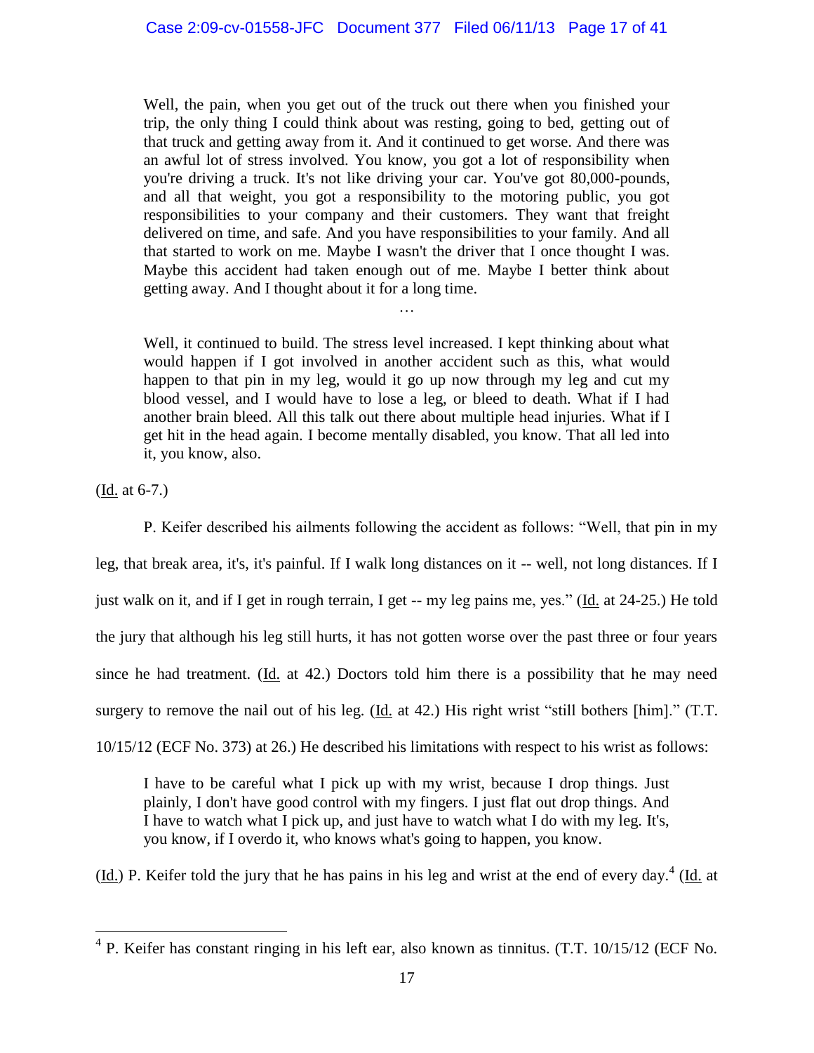> Well, the pain, when you get out of the truck out there when you finished your trip, the only thing I could think about was resting, going to bed, getting out of that truck and getting away from it. And it continued to get worse. And there was an awful lot of stress involved. You know, you got a lot of responsibility when you're driving a truck. It's not like driving your car. You've got 80,000-pounds, and all that weight, you got a responsibility to the motoring public, you got responsibilities to your company and their customers. They want that freight delivered on time, and safe. And you have responsibilities to your family. And all that started to work on me. Maybe I wasn't the driver that I once thought I was. Maybe this accident had taken enough out of me. Maybe I better think about getting away. And I thought about it for a long time.
>
> …
>
> Well, it continued to build. The stress level increased. I kept thinking about what would happen if I got involved in another accident such as this, what would happen to that pin in my leg, would it go up now through my leg and cut my blood vessel, and I would have to lose a leg, or bleed to death. What if I had another brain bleed. All this talk out there about multiple head injuries. What if I get hit in the head again. I become mentally disabled, you know. That all led into it, you know, also.

(Id. at 6-7.)

P. Keifer described his ailments following the accident as follows: "Well, that pin in my leg, that break area, it's, it's painful. If I walk long distances on it -- well, not long distances. If I just walk on it, and if I get in rough terrain, I get -- my leg pains me, yes." (Id. at 24-25.) He told the jury that although his leg still hurts, it has not gotten worse over the past three or four years since he had treatment. (Id. at 42.) Doctors told him there is a possibility that he may need surgery to remove the nail out of his leg. (Id. at 42.) His right wrist "still bothers [him]." (T.T. 10/15/12 (ECF No. 373) at 26.) He described his limitations with respect to his wrist as follows:

> I have to be careful what I pick up with my wrist, because I drop things. Just plainly, I don't have good control with my fingers. I just flat out drop things. And I have to watch what I pick up, and just have to watch what I do with my leg. It's, you know, if I overdo it, who knows what's going to happen, you know.

(Id.) P. Keifer told the jury that he has pains in his leg and wrist at the end of every day.[4] (Id. at

[4] P. Keifer has constant ringing in his left ear, also known as tinnitus. (T.T. 10/15/12 (ECF No.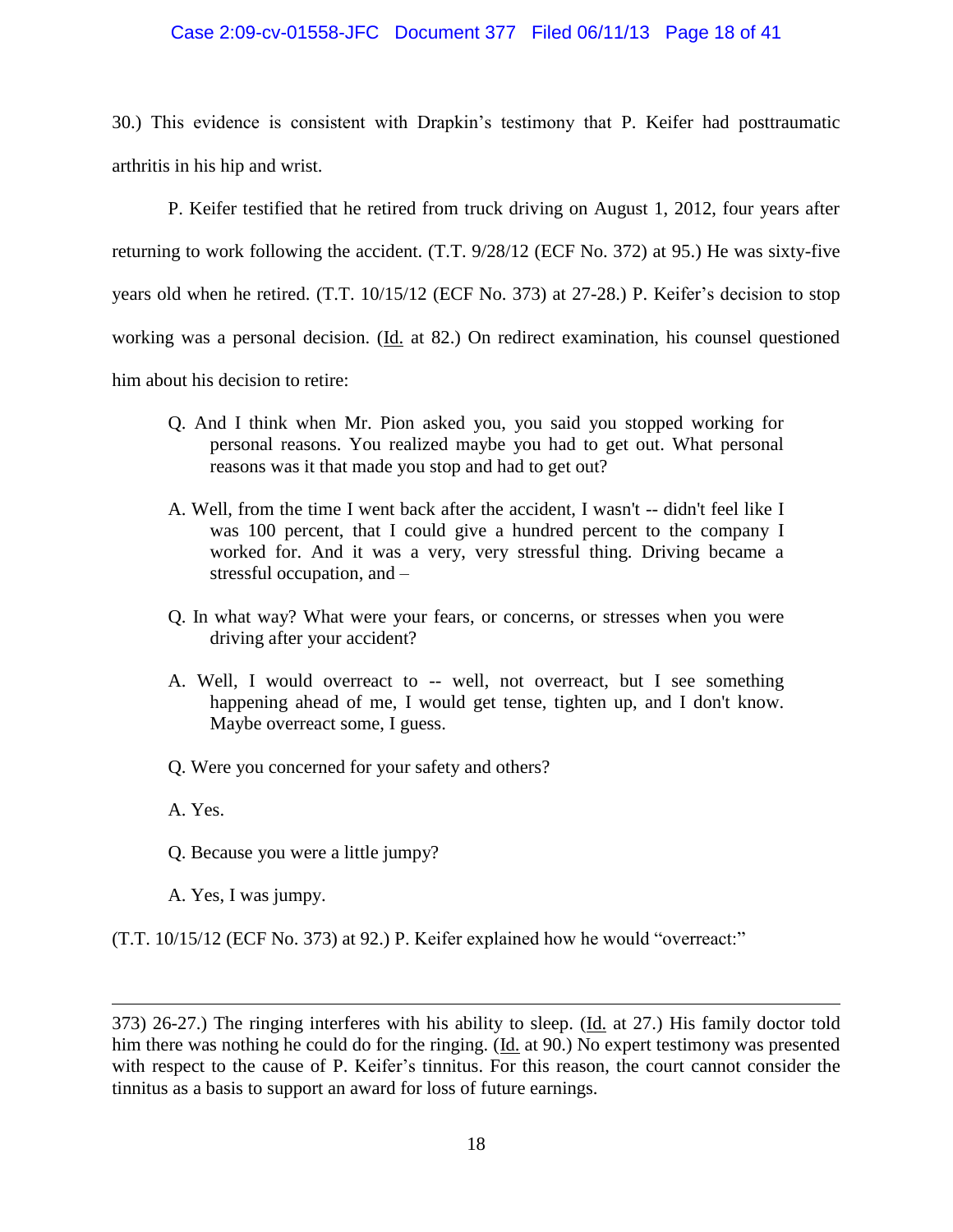30.) This evidence is consistent with Drapkin's testimony that P. Keifer had posttraumatic arthritis in his hip and wrist.

P. Keifer testified that he retired from truck driving on August 1, 2012, four years after returning to work following the accident. (T.T. 9/28/12 (ECF No. 372) at 95.) He was sixty-five years old when he retired. (T.T. 10/15/12 (ECF No. 373) at 27-28.) P. Keifer's decision to stop working was a personal decision. (Id. at 82.) On redirect examination, his counsel questioned him about his decision to retire:

> Q. And I think when Mr. Pion asked you, you said you stopped working for personal reasons. You realized maybe you had to get out. What personal reasons was it that made you stop and had to get out?
>
> A. Well, from the time I went back after the accident, I wasn't -- didn't feel like I was 100 percent, that I could give a hundred percent to the company I worked for. And it was a very, very stressful thing. Driving became a stressful occupation, and –
>
> Q. In what way? What were your fears, or concerns, or stresses when you were driving after your accident?
>
> A. Well, I would overreact to -- well, not overreact, but I see something happening ahead of me, I would get tense, tighten up, and I don't know. Maybe overreact some, I guess.
>
> Q. Were you concerned for your safety and others?
>
> A. Yes.
>
> Q. Because you were a little jumpy?
>
> A. Yes, I was jumpy.

(T.T. 10/15/12 (ECF No. 373) at 92.) P. Keifer explained how he would "overreact:"

---

373) 26-27.) The ringing interferes with his ability to sleep. (Id. at 27.) His family doctor told him there was nothing he could do for the ringing. (Id. at 90.) No expert testimony was presented with respect to the cause of P. Keifer's tinnitus. For this reason, the court cannot consider the tinnitus as a basis to support an award for loss of future earnings.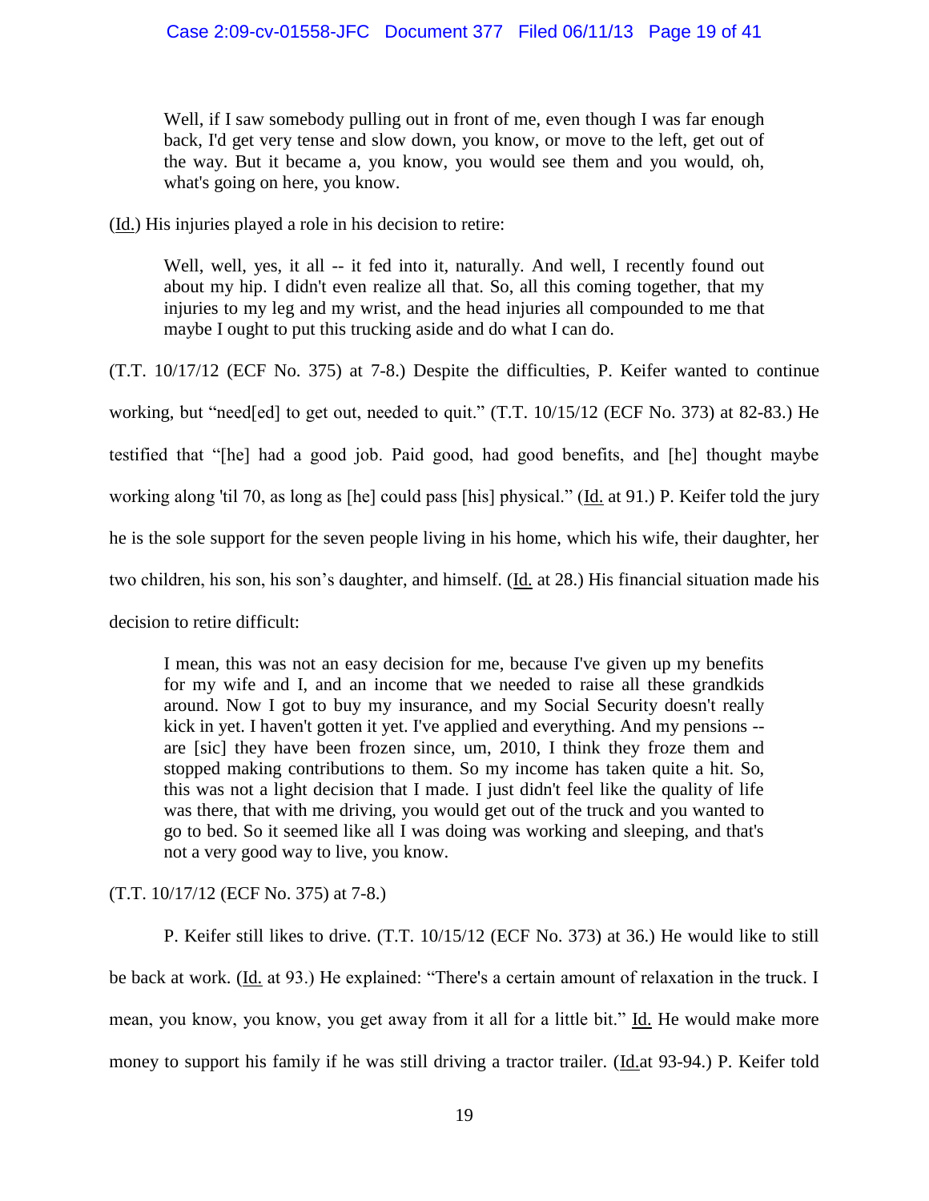> Well, if I saw somebody pulling out in front of me, even though I was far enough back, I'd get very tense and slow down, you know, or move to the left, get out of the way. But it became a, you know, you would see them and you would, oh, what's going on here, you know.

(Id.) His injuries played a role in his decision to retire:

> Well, well, yes, it all -- it fed into it, naturally. And well, I recently found out about my hip. I didn't even realize all that. So, all this coming together, that my injuries to my leg and my wrist, and the head injuries all compounded to me that maybe I ought to put this trucking aside and do what I can do.

(T.T. 10/17/12 (ECF No. 375) at 7-8.) Despite the difficulties, P. Keifer wanted to continue working, but "need[ed] to get out, needed to quit." (T.T. 10/15/12 (ECF No. 373) at 82-83.) He testified that "[he] had a good job. Paid good, had good benefits, and [he] thought maybe working along 'til 70, as long as [he] could pass [his] physical." (Id. at 91.) P. Keifer told the jury he is the sole support for the seven people living in his home, which his wife, their daughter, her two children, his son, his son's daughter, and himself. (Id. at 28.) His financial situation made his decision to retire difficult:

> I mean, this was not an easy decision for me, because I've given up my benefits for my wife and I, and an income that we needed to raise all these grandkids around. Now I got to buy my insurance, and my Social Security doesn't really kick in yet. I haven't gotten it yet. I've applied and everything. And my pensions -- are [sic] they have been frozen since, um, 2010, I think they froze them and stopped making contributions to them. So my income has taken quite a hit. So, this was not a light decision that I made. I just didn't feel like the quality of life was there, that with me driving, you would get out of the truck and you wanted to go to bed. So it seemed like all I was doing was working and sleeping, and that's not a very good way to live, you know.

(T.T. 10/17/12 (ECF No. 375) at 7-8.)

P. Keifer still likes to drive. (T.T. 10/15/12 (ECF No. 373) at 36.) He would like to still be back at work. (Id. at 93.) He explained: "There's a certain amount of relaxation in the truck. I mean, you know, you know, you get away from it all for a little bit." Id. He would make more money to support his family if he was still driving a tractor trailer. (Id. at 93-94.) P. Keifer told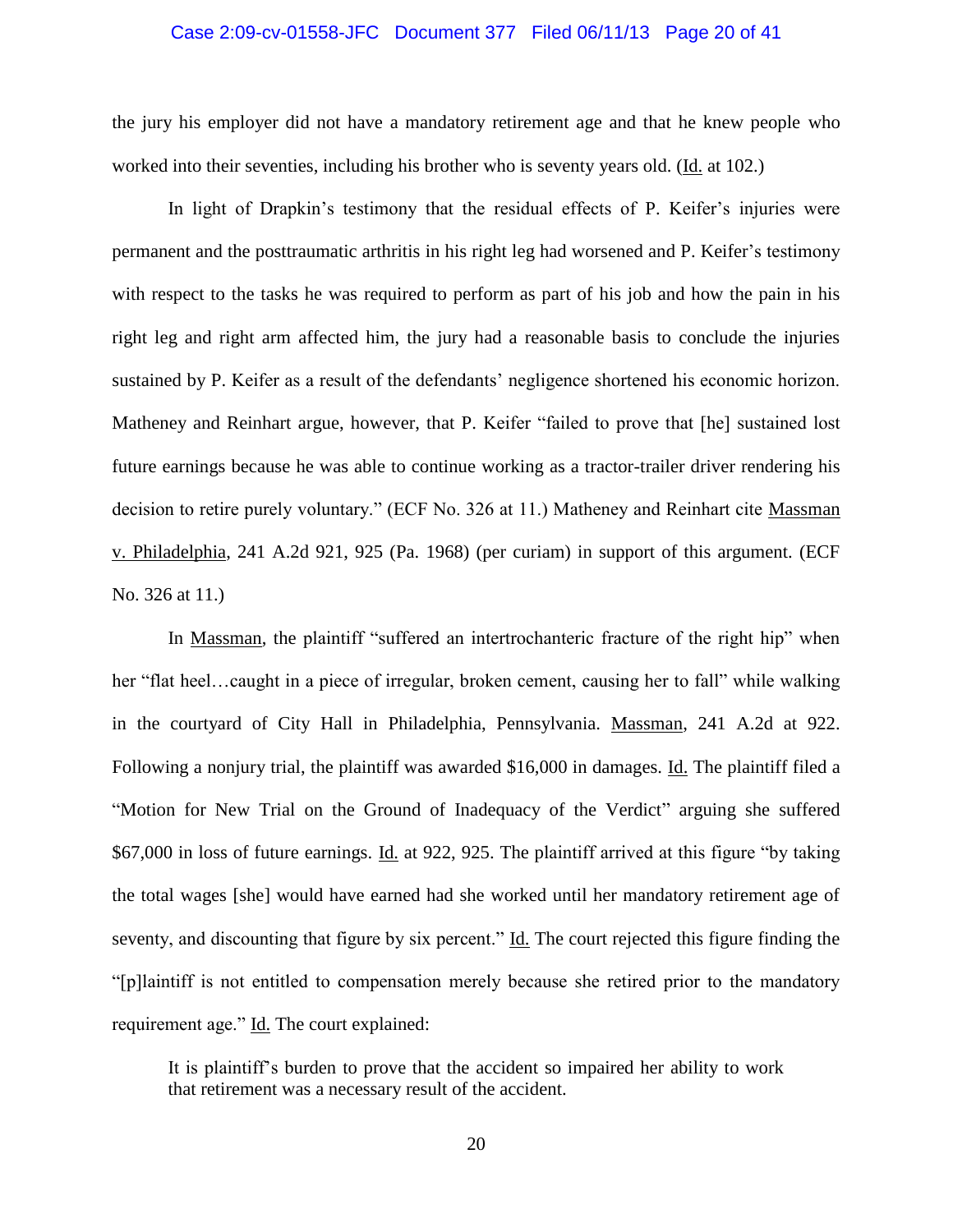the jury his employer did not have a mandatory retirement age and that he knew people who worked into their seventies, including his brother who is seventy years old. (Id. at 102.)

In light of Drapkin's testimony that the residual effects of P. Keifer's injuries were permanent and the posttraumatic arthritis in his right leg had worsened and P. Keifer's testimony with respect to the tasks he was required to perform as part of his job and how the pain in his right leg and right arm affected him, the jury had a reasonable basis to conclude the injuries sustained by P. Keifer as a result of the defendants' negligence shortened his economic horizon. Matheney and Reinhart argue, however, that P. Keifer "failed to prove that [he] sustained lost future earnings because he was able to continue working as a tractor-trailer driver rendering his decision to retire purely voluntary." (ECF No. 326 at 11.) Matheney and Reinhart cite Massman v. Philadelphia, 241 A.2d 921, 925 (Pa. 1968) (per curiam) in support of this argument. (ECF No. 326 at 11.)

In Massman, the plaintiff "suffered an intertrochanteric fracture of the right hip" when her "flat heel…caught in a piece of irregular, broken cement, causing her to fall" while walking in the courtyard of City Hall in Philadelphia, Pennsylvania. Massman, 241 A.2d at 922. Following a nonjury trial, the plaintiff was awarded $16,000 in damages. Id. The plaintiff filed a "Motion for New Trial on the Ground of Inadequacy of the Verdict" arguing she suffered $67,000 in loss of future earnings. Id. at 922, 925. The plaintiff arrived at this figure "by taking the total wages [she] would have earned had she worked until her mandatory retirement age of seventy, and discounting that figure by six percent." Id. The court rejected this figure finding the "[p]laintiff is not entitled to compensation merely because she retired prior to the mandatory requirement age." Id. The court explained:

> It is plaintiff's burden to prove that the accident so impaired her ability to work that retirement was a necessary result of the accident.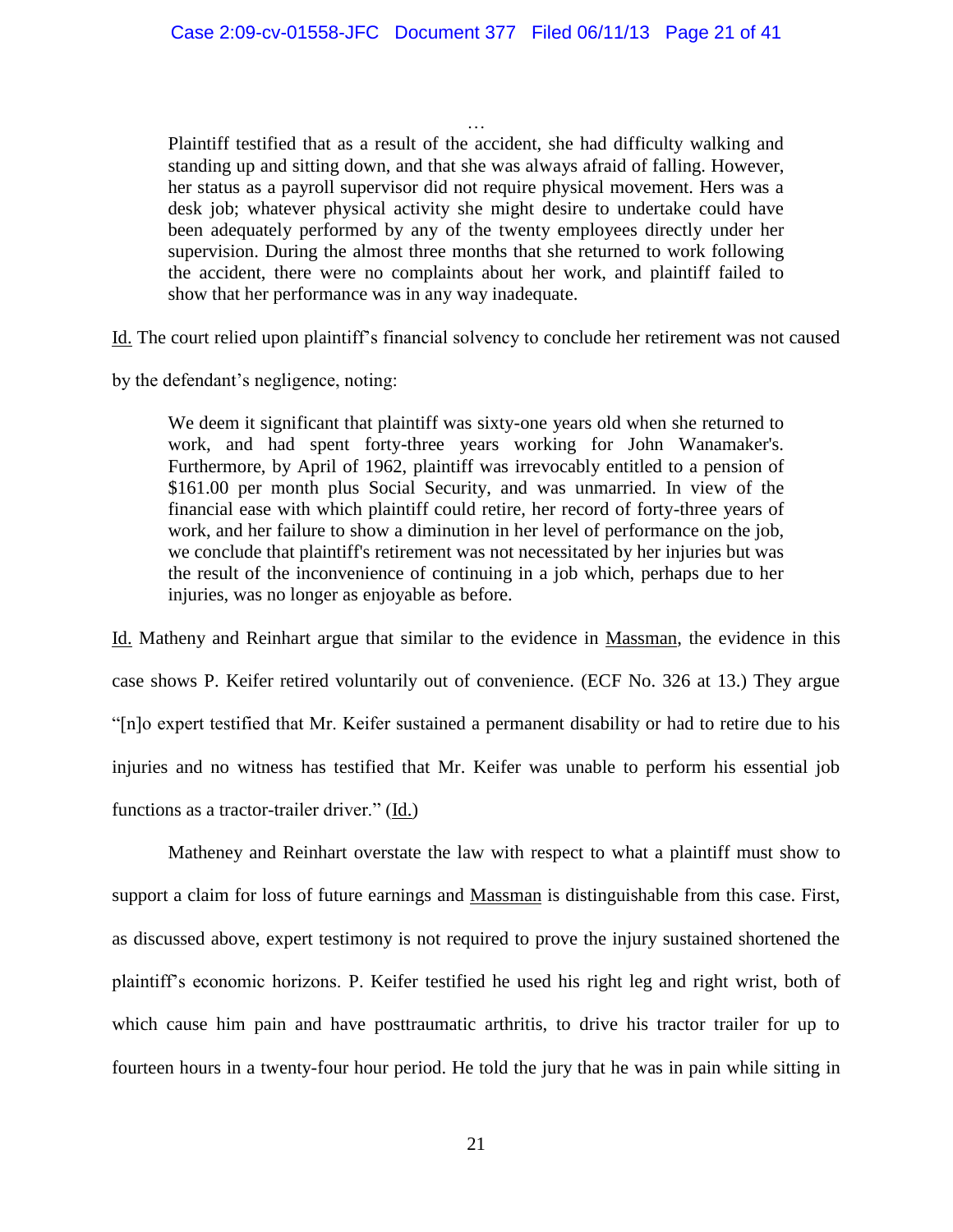> …
>
> Plaintiff testified that as a result of the accident, she had difficulty walking and standing up and sitting down, and that she was always afraid of falling. However, her status as a payroll supervisor did not require physical movement. Hers was a desk job; whatever physical activity she might desire to undertake could have been adequately performed by any of the twenty employees directly under her supervision. During the almost three months that she returned to work following the accident, there were no complaints about her work, and plaintiff failed to show that her performance was in any way inadequate.

Id. The court relied upon plaintiff's financial solvency to conclude her retirement was not caused by the defendant's negligence, noting:

> We deem it significant that plaintiff was sixty-one years old when she returned to work, and had spent forty-three years working for John Wanamaker's. Furthermore, by April of 1962, plaintiff was irrevocably entitled to a pension of $161.00 per month plus Social Security, and was unmarried. In view of the financial ease with which plaintiff could retire, her record of forty-three years of work, and her failure to show a diminution in her level of performance on the job, we conclude that plaintiff's retirement was not necessitated by her injuries but was the result of the inconvenience of continuing in a job which, perhaps due to her injuries, was no longer as enjoyable as before.

Id. Matheny and Reinhart argue that similar to the evidence in Massman, the evidence in this case shows P. Keifer retired voluntarily out of convenience. (ECF No. 326 at 13.) They argue "[n]o expert testified that Mr. Keifer sustained a permanent disability or had to retire due to his injuries and no witness has testified that Mr. Keifer was unable to perform his essential job functions as a tractor-trailer driver." (Id.)

Matheney and Reinhart overstate the law with respect to what a plaintiff must show to support a claim for loss of future earnings and Massman is distinguishable from this case. First, as discussed above, expert testimony is not required to prove the injury sustained shortened the plaintiff's economic horizons. P. Keifer testified he used his right leg and right wrist, both of which cause him pain and have posttraumatic arthritis, to drive his tractor trailer for up to fourteen hours in a twenty-four hour period. He told the jury that he was in pain while sitting in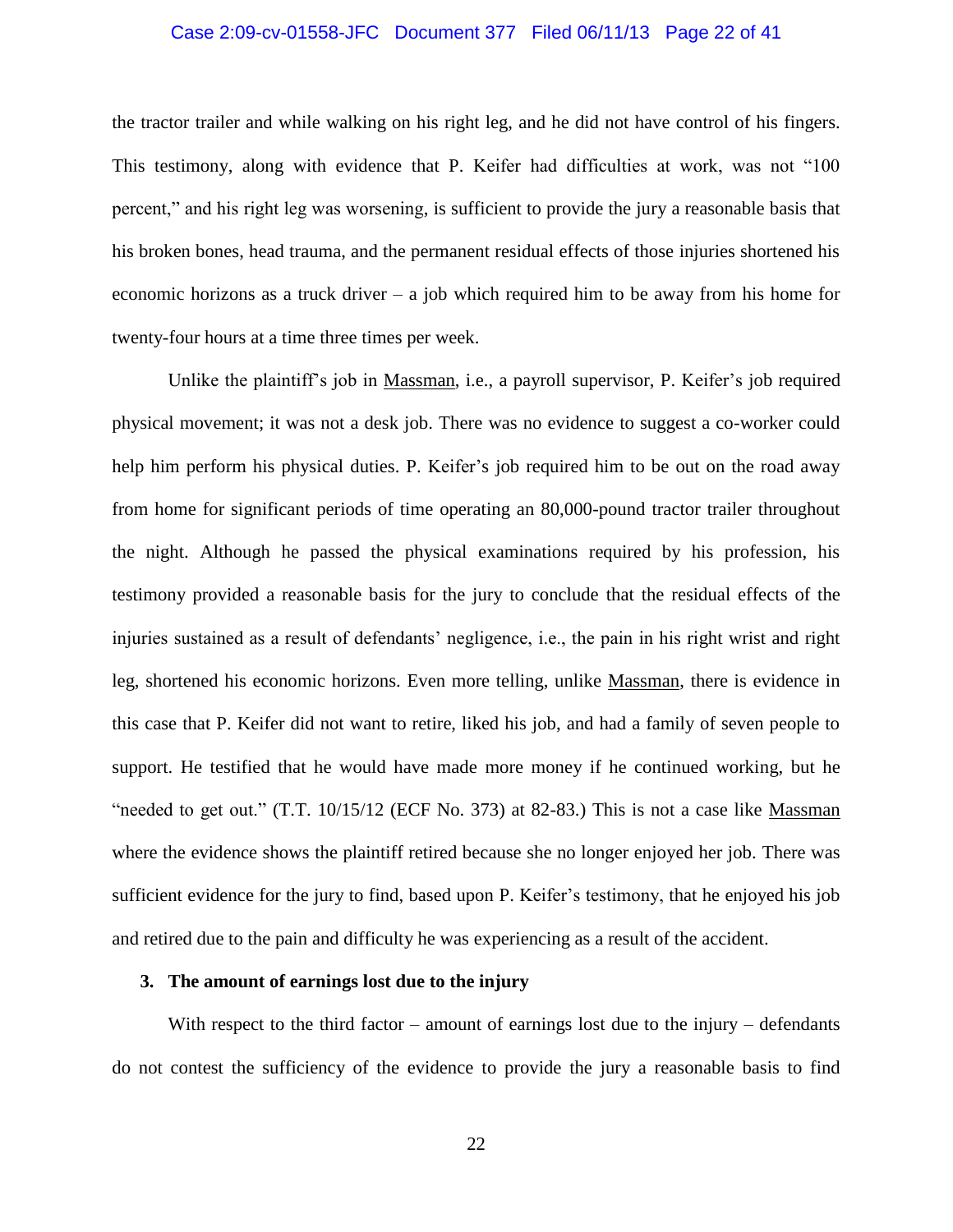the tractor trailer and while walking on his right leg, and he did not have control of his fingers. This testimony, along with evidence that P. Keifer had difficulties at work, was not "100 percent," and his right leg was worsening, is sufficient to provide the jury a reasonable basis that his broken bones, head trauma, and the permanent residual effects of those injuries shortened his economic horizons as a truck driver – a job which required him to be away from his home for twenty-four hours at a time three times per week.

Unlike the plaintiff's job in Massman, i.e., a payroll supervisor, P. Keifer's job required physical movement; it was not a desk job. There was no evidence to suggest a co-worker could help him perform his physical duties. P. Keifer's job required him to be out on the road away from home for significant periods of time operating an 80,000-pound tractor trailer throughout the night. Although he passed the physical examinations required by his profession, his testimony provided a reasonable basis for the jury to conclude that the residual effects of the injuries sustained as a result of defendants' negligence, i.e., the pain in his right wrist and right leg, shortened his economic horizons. Even more telling, unlike Massman, there is evidence in this case that P. Keifer did not want to retire, liked his job, and had a family of seven people to support. He testified that he would have made more money if he continued working, but he "needed to get out." (T.T. 10/15/12 (ECF No. 373) at 82-83.) This is not a case like Massman where the evidence shows the plaintiff retired because she no longer enjoyed her job. There was sufficient evidence for the jury to find, based upon P. Keifer's testimony, that he enjoyed his job and retired due to the pain and difficulty he was experiencing as a result of the accident.

### 3. The amount of earnings lost due to the injury

With respect to the third factor – amount of earnings lost due to the injury – defendants do not contest the sufficiency of the evidence to provide the jury a reasonable basis to find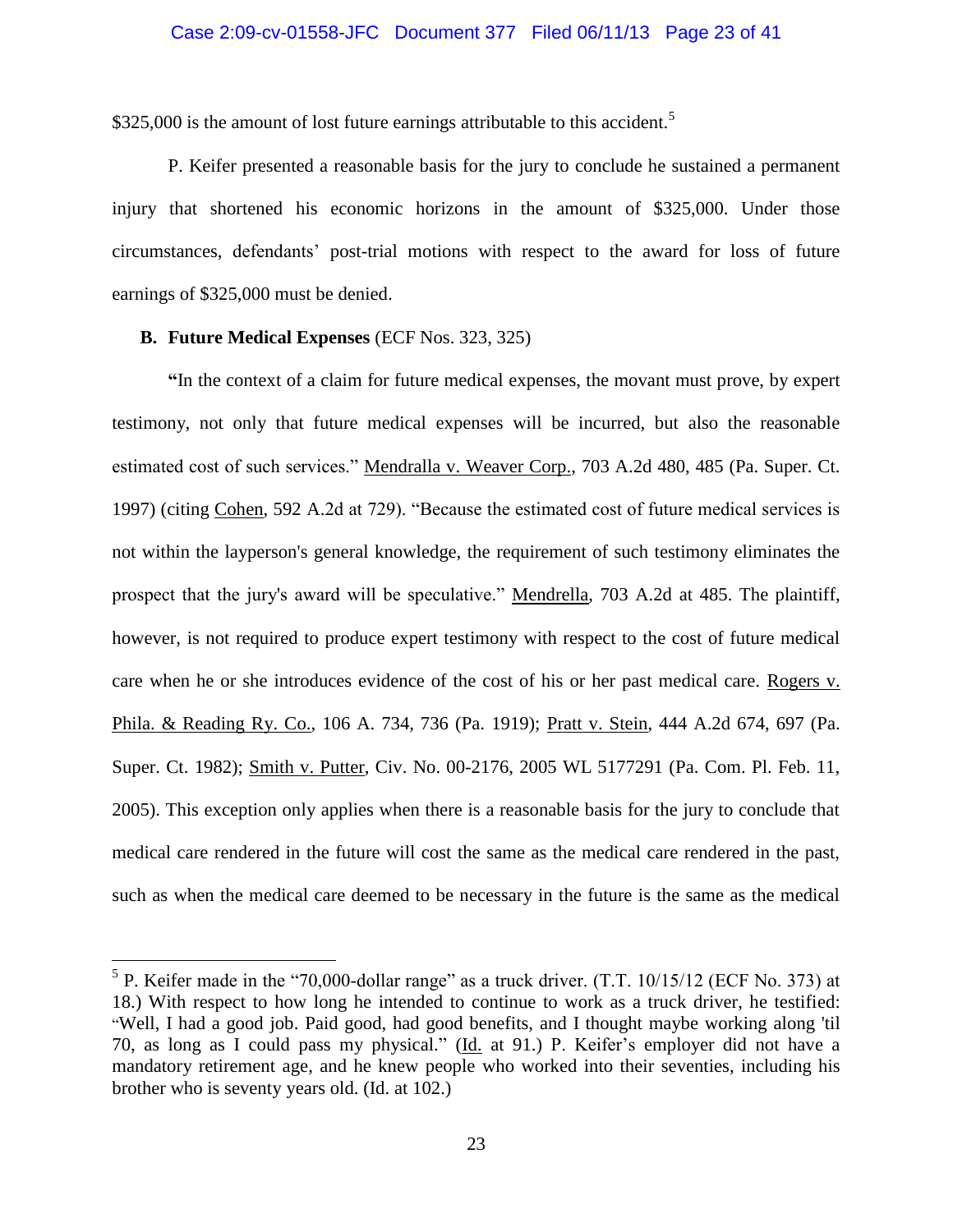$325,000 is the amount of lost future earnings attributable to this accident.[5]

P. Keifer presented a reasonable basis for the jury to conclude he sustained a permanent injury that shortened his economic horizons in the amount of $325,000. Under those circumstances, defendants' post-trial motions with respect to the award for loss of future earnings of $325,000 must be denied.

**B. Future Medical Expenses** (ECF Nos. 323, 325)

**"**In the context of a claim for future medical expenses, the movant must prove, by expert testimony, not only that future medical expenses will be incurred, but also the reasonable estimated cost of such services." Mendralla v. Weaver Corp., 703 A.2d 480, 485 (Pa. Super. Ct. 1997) (citing Cohen, 592 A.2d at 729). "Because the estimated cost of future medical services is not within the layperson's general knowledge, the requirement of such testimony eliminates the prospect that the jury's award will be speculative." Mendrella, 703 A.2d at 485. The plaintiff, however, is not required to produce expert testimony with respect to the cost of future medical care when he or she introduces evidence of the cost of his or her past medical care. Rogers v. Phila. & Reading Ry. Co., 106 A. 734, 736 (Pa. 1919); Pratt v. Stein, 444 A.2d 674, 697 (Pa. Super. Ct. 1982); Smith v. Putter, Civ. No. 00-2176, 2005 WL 5177291 (Pa. Com. Pl. Feb. 11, 2005). This exception only applies when there is a reasonable basis for the jury to conclude that medical care rendered in the future will cost the same as the medical care rendered in the past, such as when the medical care deemed to be necessary in the future is the same as the medical

---

[5] P. Keifer made in the "70,000-dollar range" as a truck driver. (T.T. 10/15/12 (ECF No. 373) at 18.) With respect to how long he intended to continue to work as a truck driver, he testified: "Well, I had a good job. Paid good, had good benefits, and I thought maybe working along 'til 70, as long as I could pass my physical." (Id. at 91.) P. Keifer's employer did not have a mandatory retirement age, and he knew people who worked into their seventies, including his brother who is seventy years old. (Id. at 102.)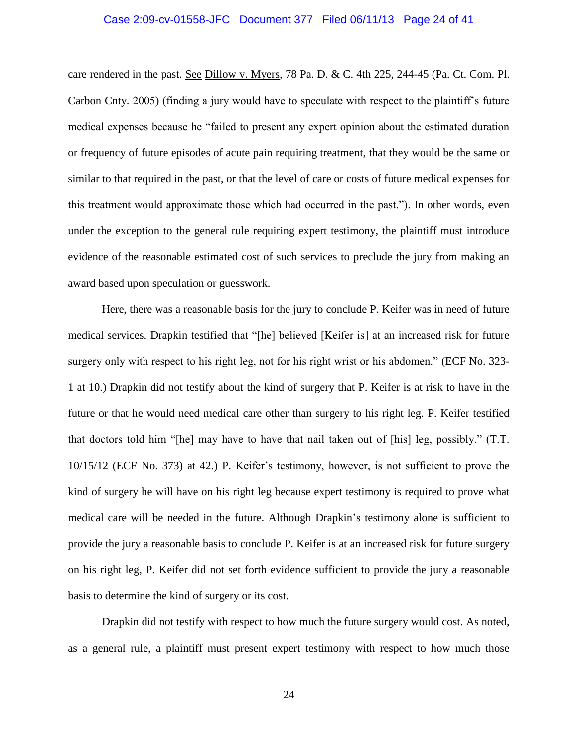care rendered in the past. See Dillow v. Myers, 78 Pa. D. & C. 4th 225, 244-45 (Pa. Ct. Com. Pl. Carbon Cnty. 2005) (finding a jury would have to speculate with respect to the plaintiff's future medical expenses because he "failed to present any expert opinion about the estimated duration or frequency of future episodes of acute pain requiring treatment, that they would be the same or similar to that required in the past, or that the level of care or costs of future medical expenses for this treatment would approximate those which had occurred in the past."). In other words, even under the exception to the general rule requiring expert testimony, the plaintiff must introduce evidence of the reasonable estimated cost of such services to preclude the jury from making an award based upon speculation or guesswork.

Here, there was a reasonable basis for the jury to conclude P. Keifer was in need of future medical services. Drapkin testified that "[he] believed [Keifer is] at an increased risk for future surgery only with respect to his right leg, not for his right wrist or his abdomen." (ECF No. 323-1 at 10.) Drapkin did not testify about the kind of surgery that P. Keifer is at risk to have in the future or that he would need medical care other than surgery to his right leg. P. Keifer testified that doctors told him "[he] may have to have that nail taken out of [his] leg, possibly." (T.T. 10/15/12 (ECF No. 373) at 42.) P. Keifer's testimony, however, is not sufficient to prove the kind of surgery he will have on his right leg because expert testimony is required to prove what medical care will be needed in the future. Although Drapkin's testimony alone is sufficient to provide the jury a reasonable basis to conclude P. Keifer is at an increased risk for future surgery on his right leg, P. Keifer did not set forth evidence sufficient to provide the jury a reasonable basis to determine the kind of surgery or its cost.

Drapkin did not testify with respect to how much the future surgery would cost. As noted, as a general rule, a plaintiff must present expert testimony with respect to how much those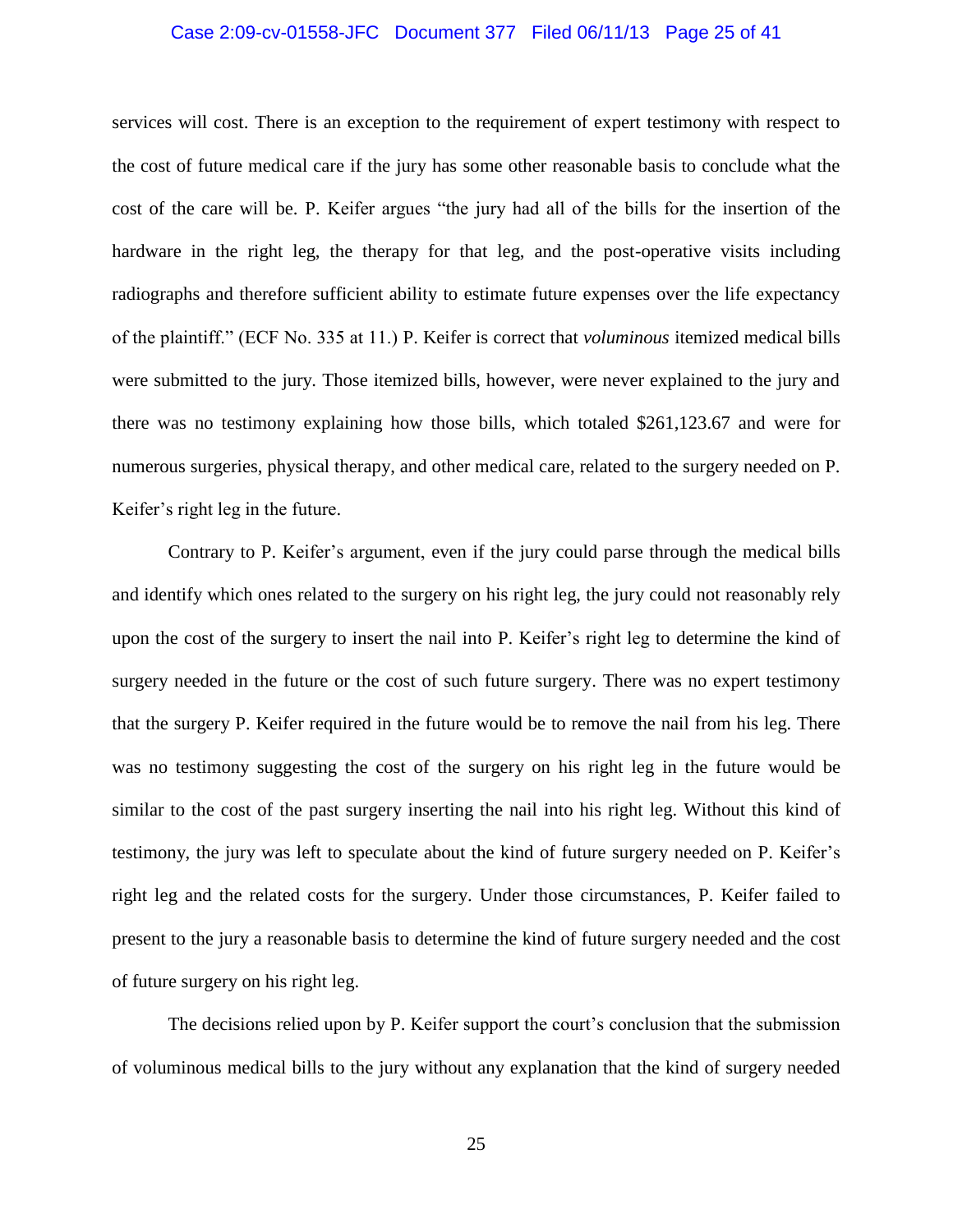services will cost. There is an exception to the requirement of expert testimony with respect to the cost of future medical care if the jury has some other reasonable basis to conclude what the cost of the care will be. P. Keifer argues "the jury had all of the bills for the insertion of the hardware in the right leg, the therapy for that leg, and the post-operative visits including radiographs and therefore sufficient ability to estimate future expenses over the life expectancy of the plaintiff." (ECF No. 335 at 11.) P. Keifer is correct that *voluminous* itemized medical bills were submitted to the jury. Those itemized bills, however, were never explained to the jury and there was no testimony explaining how those bills, which totaled $261,123.67 and were for numerous surgeries, physical therapy, and other medical care, related to the surgery needed on P. Keifer's right leg in the future.

Contrary to P. Keifer's argument, even if the jury could parse through the medical bills and identify which ones related to the surgery on his right leg, the jury could not reasonably rely upon the cost of the surgery to insert the nail into P. Keifer's right leg to determine the kind of surgery needed in the future or the cost of such future surgery. There was no expert testimony that the surgery P. Keifer required in the future would be to remove the nail from his leg. There was no testimony suggesting the cost of the surgery on his right leg in the future would be similar to the cost of the past surgery inserting the nail into his right leg. Without this kind of testimony, the jury was left to speculate about the kind of future surgery needed on P. Keifer's right leg and the related costs for the surgery. Under those circumstances, P. Keifer failed to present to the jury a reasonable basis to determine the kind of future surgery needed and the cost of future surgery on his right leg.

The decisions relied upon by P. Keifer support the court's conclusion that the submission of voluminous medical bills to the jury without any explanation that the kind of surgery needed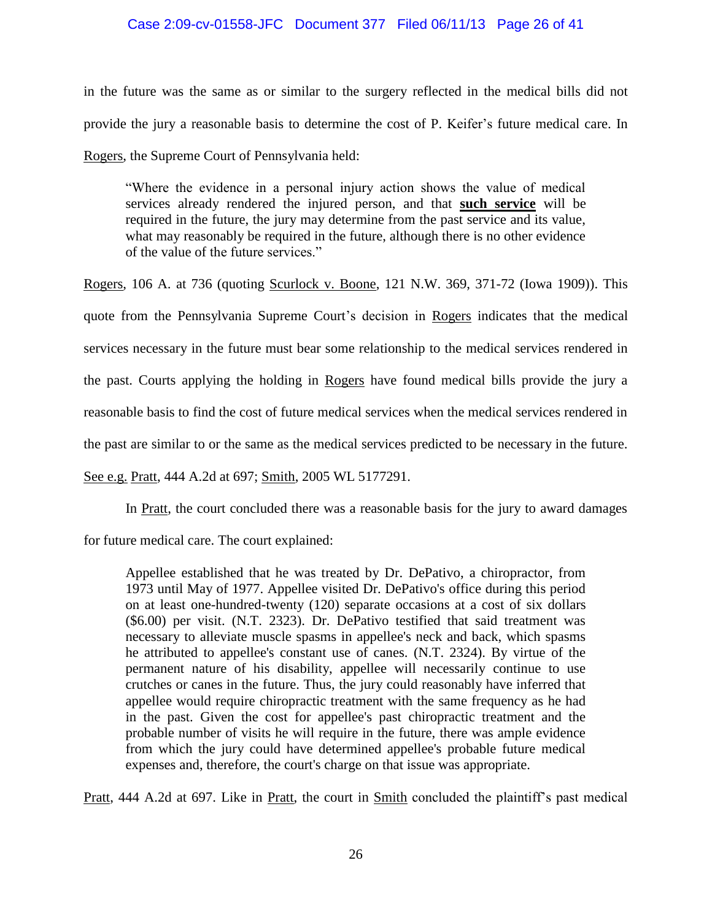in the future was the same as or similar to the surgery reflected in the medical bills did not provide the jury a reasonable basis to determine the cost of P. Keifer's future medical care. In Rogers, the Supreme Court of Pennsylvania held:

> "Where the evidence in a personal injury action shows the value of medical services already rendered the injured person, and that **such service** will be required in the future, the jury may determine from the past service and its value, what may reasonably be required in the future, although there is no other evidence of the value of the future services."

Rogers, 106 A. at 736 (quoting Scurlock v. Boone, 121 N.W. 369, 371-72 (Iowa 1909)). This quote from the Pennsylvania Supreme Court's decision in Rogers indicates that the medical services necessary in the future must bear some relationship to the medical services rendered in the past. Courts applying the holding in Rogers have found medical bills provide the jury a reasonable basis to find the cost of future medical services when the medical services rendered in the past are similar to or the same as the medical services predicted to be necessary in the future. See e.g. Pratt, 444 A.2d at 697; Smith, 2005 WL 5177291.

In Pratt, the court concluded there was a reasonable basis for the jury to award damages for future medical care. The court explained:

> Appellee established that he was treated by Dr. DePativo, a chiropractor, from 1973 until May of 1977. Appellee visited Dr. DePativo's office during this period on at least one-hundred-twenty (120) separate occasions at a cost of six dollars ($6.00) per visit. (N.T. 2323). Dr. DePativo testified that said treatment was necessary to alleviate muscle spasms in appellee's neck and back, which spasms he attributed to appellee's constant use of canes. (N.T. 2324). By virtue of the permanent nature of his disability, appellee will necessarily continue to use crutches or canes in the future. Thus, the jury could reasonably have inferred that appellee would require chiropractic treatment with the same frequency as he had in the past. Given the cost for appellee's past chiropractic treatment and the probable number of visits he will require in the future, there was ample evidence from which the jury could have determined appellee's probable future medical expenses and, therefore, the court's charge on that issue was appropriate.

Pratt, 444 A.2d at 697. Like in Pratt, the court in Smith concluded the plaintiff's past medical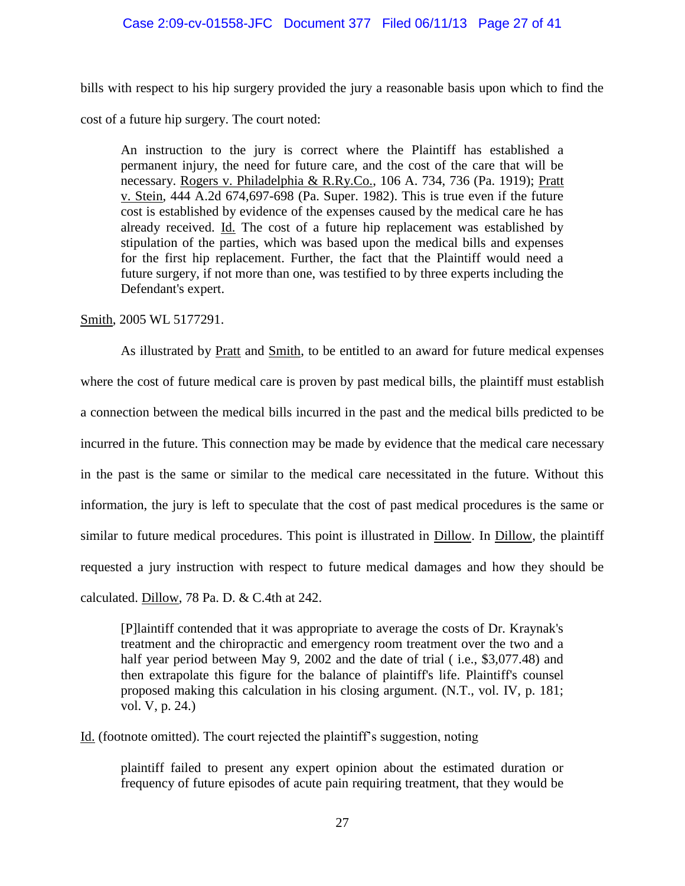bills with respect to his hip surgery provided the jury a reasonable basis upon which to find the cost of a future hip surgery. The court noted:

> An instruction to the jury is correct where the Plaintiff has established a permanent injury, the need for future care, and the cost of the care that will be necessary. Rogers v. Philadelphia & R.Ry.Co., 106 A. 734, 736 (Pa. 1919); Pratt v. Stein, 444 A.2d 674,697-698 (Pa. Super. 1982). This is true even if the future cost is established by evidence of the expenses caused by the medical care he has already received. Id. The cost of a future hip replacement was established by stipulation of the parties, which was based upon the medical bills and expenses for the first hip replacement. Further, the fact that the Plaintiff would need a future surgery, if not more than one, was testified to by three experts including the Defendant's expert.

Smith, 2005 WL 5177291.

As illustrated by Pratt and Smith, to be entitled to an award for future medical expenses where the cost of future medical care is proven by past medical bills, the plaintiff must establish a connection between the medical bills incurred in the past and the medical bills predicted to be incurred in the future. This connection may be made by evidence that the medical care necessary in the past is the same or similar to the medical care necessitated in the future. Without this information, the jury is left to speculate that the cost of past medical procedures is the same or similar to future medical procedures. This point is illustrated in Dillow. In Dillow, the plaintiff requested a jury instruction with respect to future medical damages and how they should be calculated. Dillow, 78 Pa. D. & C.4th at 242.

> [P]laintiff contended that it was appropriate to average the costs of Dr. Kraynak's treatment and the chiropractic and emergency room treatment over the two and a half year period between May 9, 2002 and the date of trial ( i.e., $3,077.48) and then extrapolate this figure for the balance of plaintiff's life. Plaintiff's counsel proposed making this calculation in his closing argument. (N.T., vol. IV, p. 181; vol. V, p. 24.)

Id. (footnote omitted). The court rejected the plaintiff's suggestion, noting

> plaintiff failed to present any expert opinion about the estimated duration or frequency of future episodes of acute pain requiring treatment, that they would be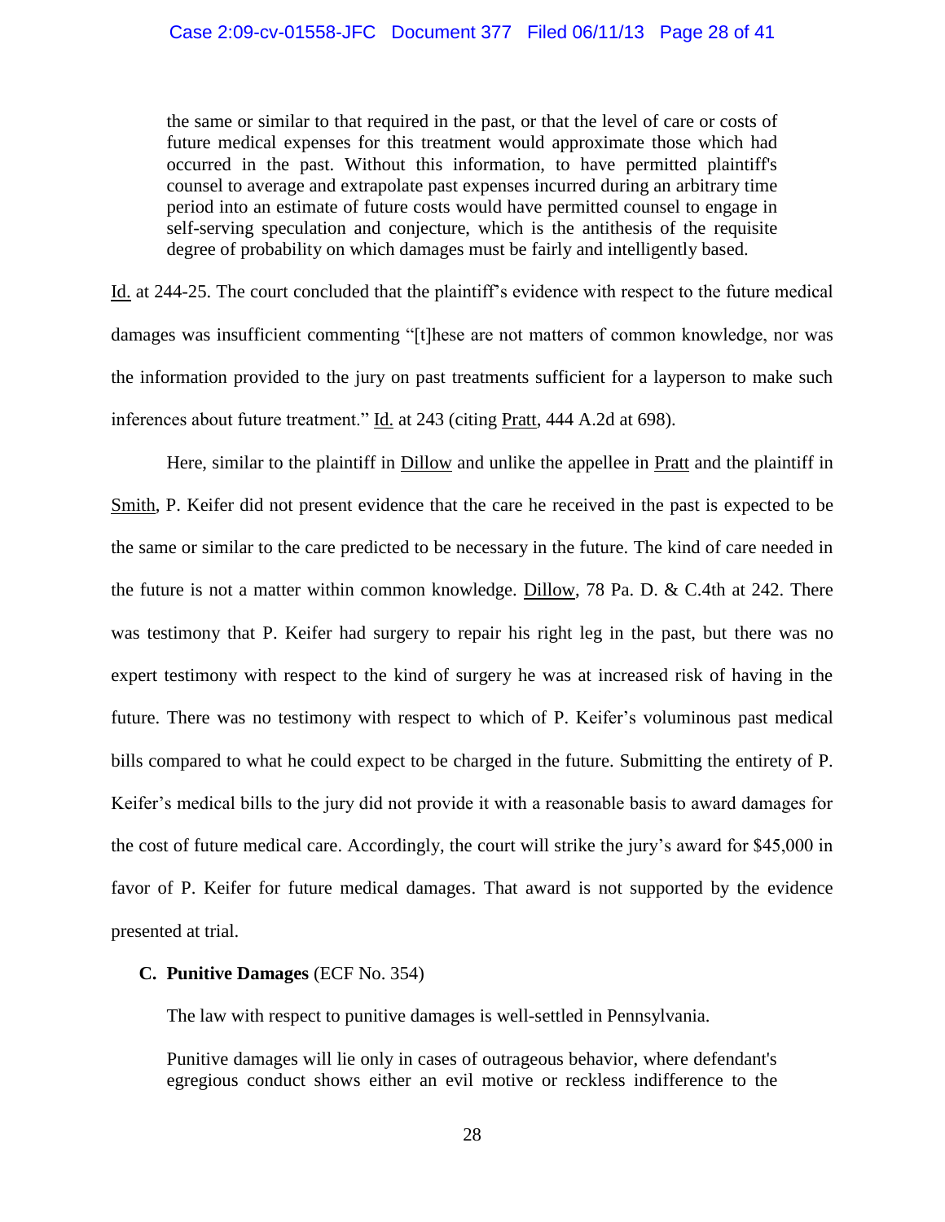> the same or similar to that required in the past, or that the level of care or costs of future medical expenses for this treatment would approximate those which had occurred in the past. Without this information, to have permitted plaintiff's counsel to average and extrapolate past expenses incurred during an arbitrary time period into an estimate of future costs would have permitted counsel to engage in self-serving speculation and conjecture, which is the antithesis of the requisite degree of probability on which damages must be fairly and intelligently based.

Id. at 244-25. The court concluded that the plaintiff's evidence with respect to the future medical damages was insufficient commenting "[t]hese are not matters of common knowledge, nor was the information provided to the jury on past treatments sufficient for a layperson to make such inferences about future treatment." Id. at 243 (citing Pratt, 444 A.2d at 698).

Here, similar to the plaintiff in Dillow and unlike the appellee in Pratt and the plaintiff in Smith, P. Keifer did not present evidence that the care he received in the past is expected to be the same or similar to the care predicted to be necessary in the future. The kind of care needed in the future is not a matter within common knowledge. Dillow, 78 Pa. D. & C.4th at 242. There was testimony that P. Keifer had surgery to repair his right leg in the past, but there was no expert testimony with respect to the kind of surgery he was at increased risk of having in the future. There was no testimony with respect to which of P. Keifer's voluminous past medical bills compared to what he could expect to be charged in the future. Submitting the entirety of P. Keifer's medical bills to the jury did not provide it with a reasonable basis to award damages for the cost of future medical care. Accordingly, the court will strike the jury's award for $45,000 in favor of P. Keifer for future medical damages. That award is not supported by the evidence presented at trial.

### C. Punitive Damages (ECF No. 354)

The law with respect to punitive damages is well-settled in Pennsylvania.

> Punitive damages will lie only in cases of outrageous behavior, where defendant's egregious conduct shows either an evil motive or reckless indifference to the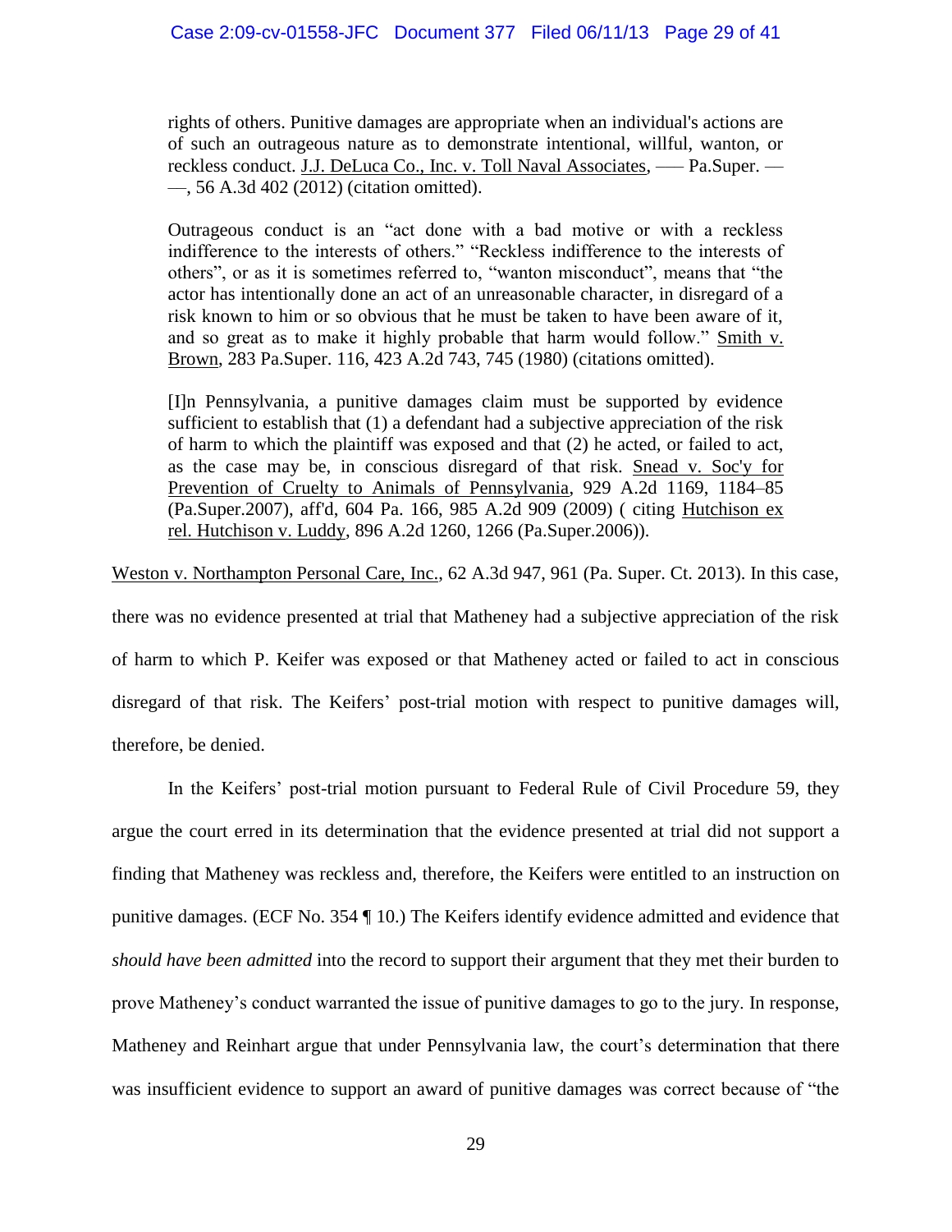> rights of others. Punitive damages are appropriate when an individual's actions are of such an outrageous nature as to demonstrate intentional, willful, wanton, or reckless conduct. J.J. DeLuca Co., Inc. v. Toll Naval Associates, ––– Pa.Super. ––––, 56 A.3d 402 (2012) (citation omitted).
>
> Outrageous conduct is an "act done with a bad motive or with a reckless indifference to the interests of others." "Reckless indifference to the interests of others", or as it is sometimes referred to, "wanton misconduct", means that "the actor has intentionally done an act of an unreasonable character, in disregard of a risk known to him or so obvious that he must be taken to have been aware of it, and so great as to make it highly probable that harm would follow." Smith v. Brown, 283 Pa.Super. 116, 423 A.2d 743, 745 (1980) (citations omitted).
>
> [I]n Pennsylvania, a punitive damages claim must be supported by evidence sufficient to establish that (1) a defendant had a subjective appreciation of the risk of harm to which the plaintiff was exposed and that (2) he acted, or failed to act, as the case may be, in conscious disregard of that risk. Snead v. Soc'y for Prevention of Cruelty to Animals of Pennsylvania, 929 A.2d 1169, 1184–85 (Pa.Super.2007), aff'd, 604 Pa. 166, 985 A.2d 909 (2009) ( citing Hutchison ex rel. Hutchison v. Luddy, 896 A.2d 1260, 1266 (Pa.Super.2006)).

Weston v. Northampton Personal Care, Inc., 62 A.3d 947, 961 (Pa. Super. Ct. 2013). In this case, there was no evidence presented at trial that Matheney had a subjective appreciation of the risk of harm to which P. Keifer was exposed or that Matheney acted or failed to act in conscious disregard of that risk. The Keifers' post-trial motion with respect to punitive damages will, therefore, be denied.

In the Keifers' post-trial motion pursuant to Federal Rule of Civil Procedure 59, they argue the court erred in its determination that the evidence presented at trial did not support a finding that Matheney was reckless and, therefore, the Keifers were entitled to an instruction on punitive damages. (ECF No. 354 ¶ 10.) The Keifers identify evidence admitted and evidence that *should have been admitted* into the record to support their argument that they met their burden to prove Matheney's conduct warranted the issue of punitive damages to go to the jury. In response, Matheney and Reinhart argue that under Pennsylvania law, the court's determination that there was insufficient evidence to support an award of punitive damages was correct because of "the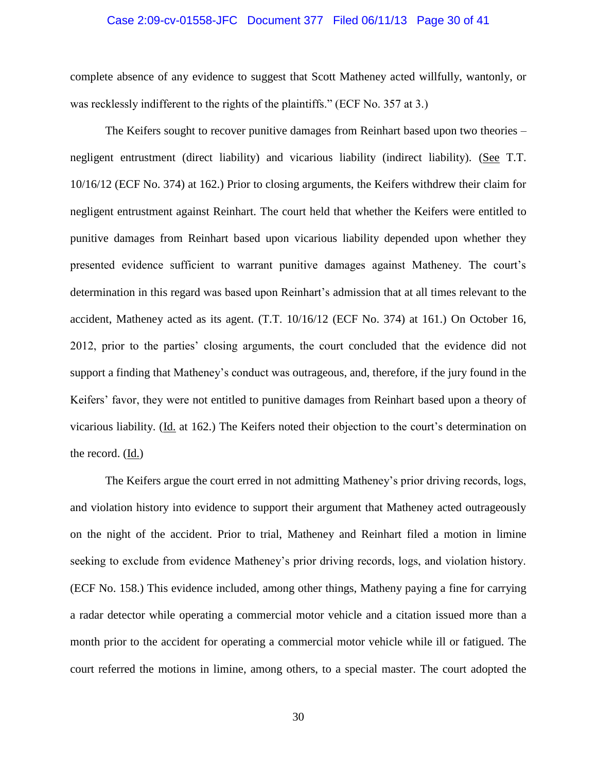complete absence of any evidence to suggest that Scott Matheney acted willfully, wantonly, or was recklessly indifferent to the rights of the plaintiffs." (ECF No. 357 at 3.)

The Keifers sought to recover punitive damages from Reinhart based upon two theories – negligent entrustment (direct liability) and vicarious liability (indirect liability). (See T.T. 10/16/12 (ECF No. 374) at 162.) Prior to closing arguments, the Keifers withdrew their claim for negligent entrustment against Reinhart. The court held that whether the Keifers were entitled to punitive damages from Reinhart based upon vicarious liability depended upon whether they presented evidence sufficient to warrant punitive damages against Matheney. The court's determination in this regard was based upon Reinhart's admission that at all times relevant to the accident, Matheney acted as its agent. (T.T. 10/16/12 (ECF No. 374) at 161.) On October 16, 2012, prior to the parties' closing arguments, the court concluded that the evidence did not support a finding that Matheney's conduct was outrageous, and, therefore, if the jury found in the Keifers' favor, they were not entitled to punitive damages from Reinhart based upon a theory of vicarious liability. (Id. at 162.) The Keifers noted their objection to the court's determination on the record. (Id.)

The Keifers argue the court erred in not admitting Matheney's prior driving records, logs, and violation history into evidence to support their argument that Matheney acted outrageously on the night of the accident. Prior to trial, Matheney and Reinhart filed a motion in limine seeking to exclude from evidence Matheney's prior driving records, logs, and violation history. (ECF No. 158.) This evidence included, among other things, Matheny paying a fine for carrying a radar detector while operating a commercial motor vehicle and a citation issued more than a month prior to the accident for operating a commercial motor vehicle while ill or fatigued. The court referred the motions in limine, among others, to a special master. The court adopted the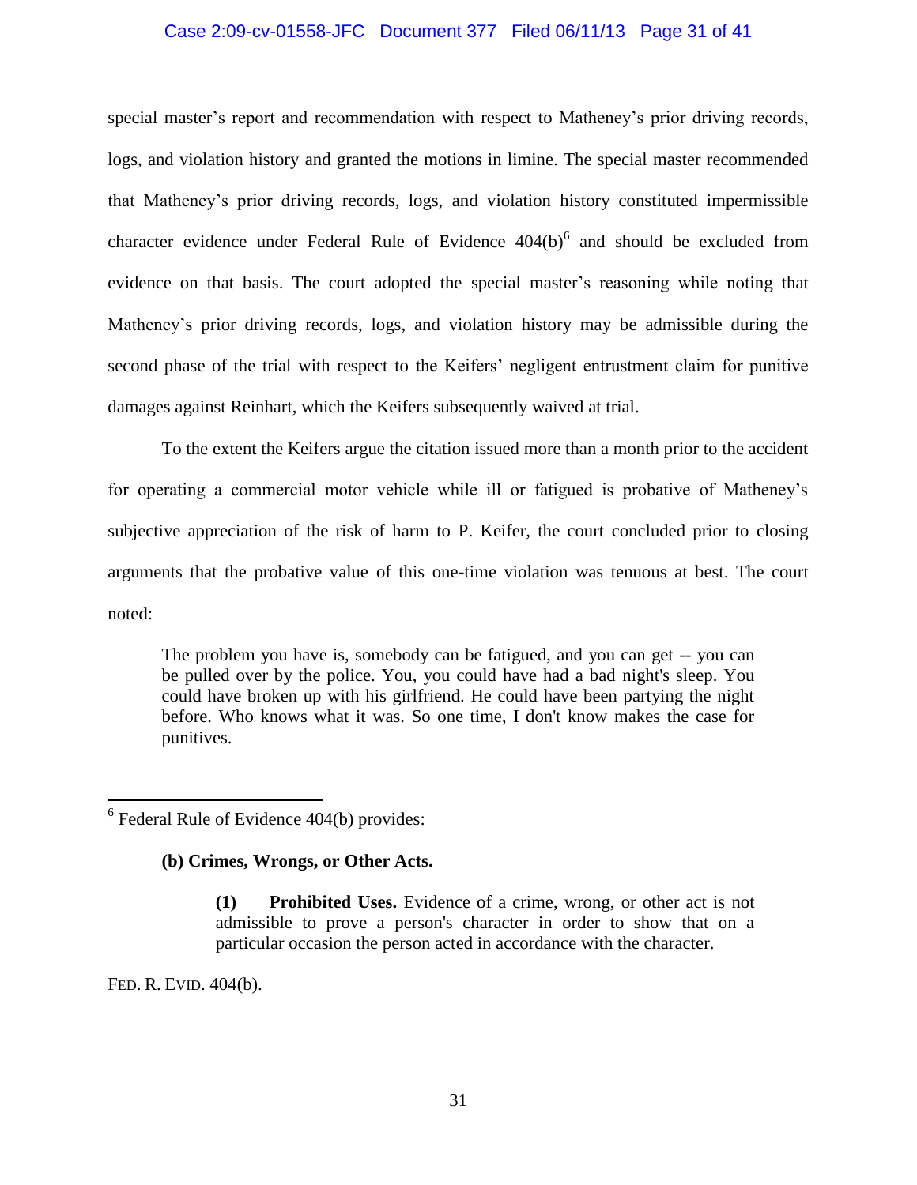special master's report and recommendation with respect to Matheney's prior driving records, logs, and violation history and granted the motions in limine. The special master recommended that Matheney's prior driving records, logs, and violation history constituted impermissible character evidence under Federal Rule of Evidence 404(b)[6] and should be excluded from evidence on that basis. The court adopted the special master's reasoning while noting that Matheney's prior driving records, logs, and violation history may be admissible during the second phase of the trial with respect to the Keifers' negligent entrustment claim for punitive damages against Reinhart, which the Keifers subsequently waived at trial.

To the extent the Keifers argue the citation issued more than a month prior to the accident for operating a commercial motor vehicle while ill or fatigued is probative of Matheney's subjective appreciation of the risk of harm to P. Keifer, the court concluded prior to closing arguments that the probative value of this one-time violation was tenuous at best. The court noted:

> The problem you have is, somebody can be fatigued, and you can get -- you can be pulled over by the police. You, you could have had a bad night's sleep. You could have broken up with his girlfriend. He could have been partying the night before. Who knows what it was. So one time, I don't know makes the case for punitives.

---

[6] Federal Rule of Evidence 404(b) provides:

> **(b) Crimes, Wrongs, or Other Acts.**
>
> > **(1) Prohibited Uses.** Evidence of a crime, wrong, or other act is not admissible to prove a person's character in order to show that on a particular occasion the person acted in accordance with the character.

FED. R. EVID. 404(b).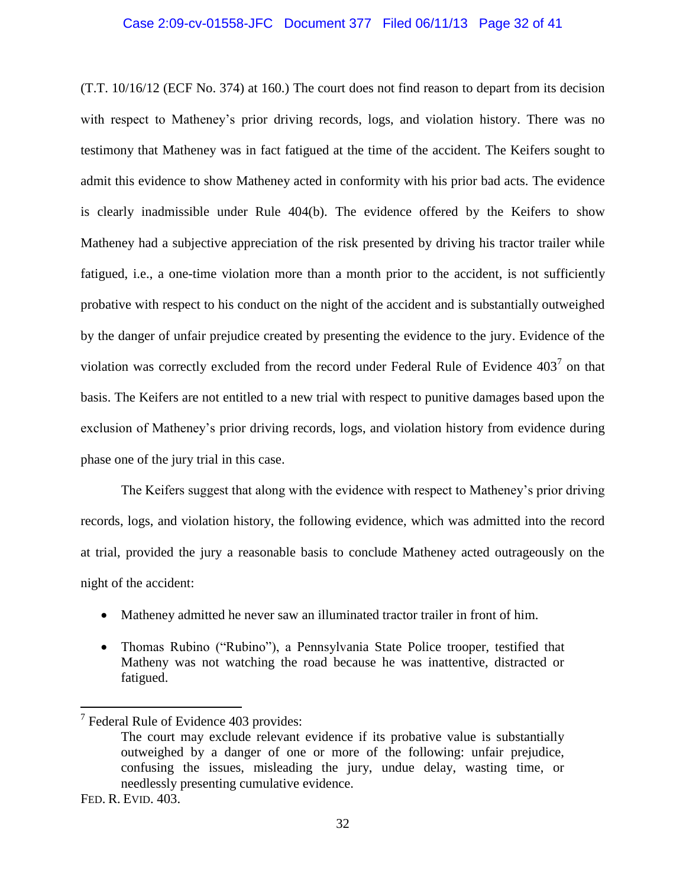(T.T. 10/16/12 (ECF No. 374) at 160.) The court does not find reason to depart from its decision with respect to Matheney's prior driving records, logs, and violation history. There was no testimony that Matheney was in fact fatigued at the time of the accident. The Keifers sought to admit this evidence to show Matheney acted in conformity with his prior bad acts. The evidence is clearly inadmissible under Rule 404(b). The evidence offered by the Keifers to show Matheney had a subjective appreciation of the risk presented by driving his tractor trailer while fatigued, i.e., a one-time violation more than a month prior to the accident, is not sufficiently probative with respect to his conduct on the night of the accident and is substantially outweighed by the danger of unfair prejudice created by presenting the evidence to the jury. Evidence of the violation was correctly excluded from the record under Federal Rule of Evidence 403[7] on that basis. The Keifers are not entitled to a new trial with respect to punitive damages based upon the exclusion of Matheney's prior driving records, logs, and violation history from evidence during phase one of the jury trial in this case.

The Keifers suggest that along with the evidence with respect to Matheney's prior driving records, logs, and violation history, the following evidence, which was admitted into the record at trial, provided the jury a reasonable basis to conclude Matheney acted outrageously on the night of the accident:

- Matheney admitted he never saw an illuminated tractor trailer in front of him.
- Thomas Rubino ("Rubino"), a Pennsylvania State Police trooper, testified that Matheny was not watching the road because he was inattentive, distracted or fatigued.

---

[7] Federal Rule of Evidence 403 provides:

> The court may exclude relevant evidence if its probative value is substantially outweighed by a danger of one or more of the following: unfair prejudice, confusing the issues, misleading the jury, undue delay, wasting time, or needlessly presenting cumulative evidence.

FED. R. EVID. 403.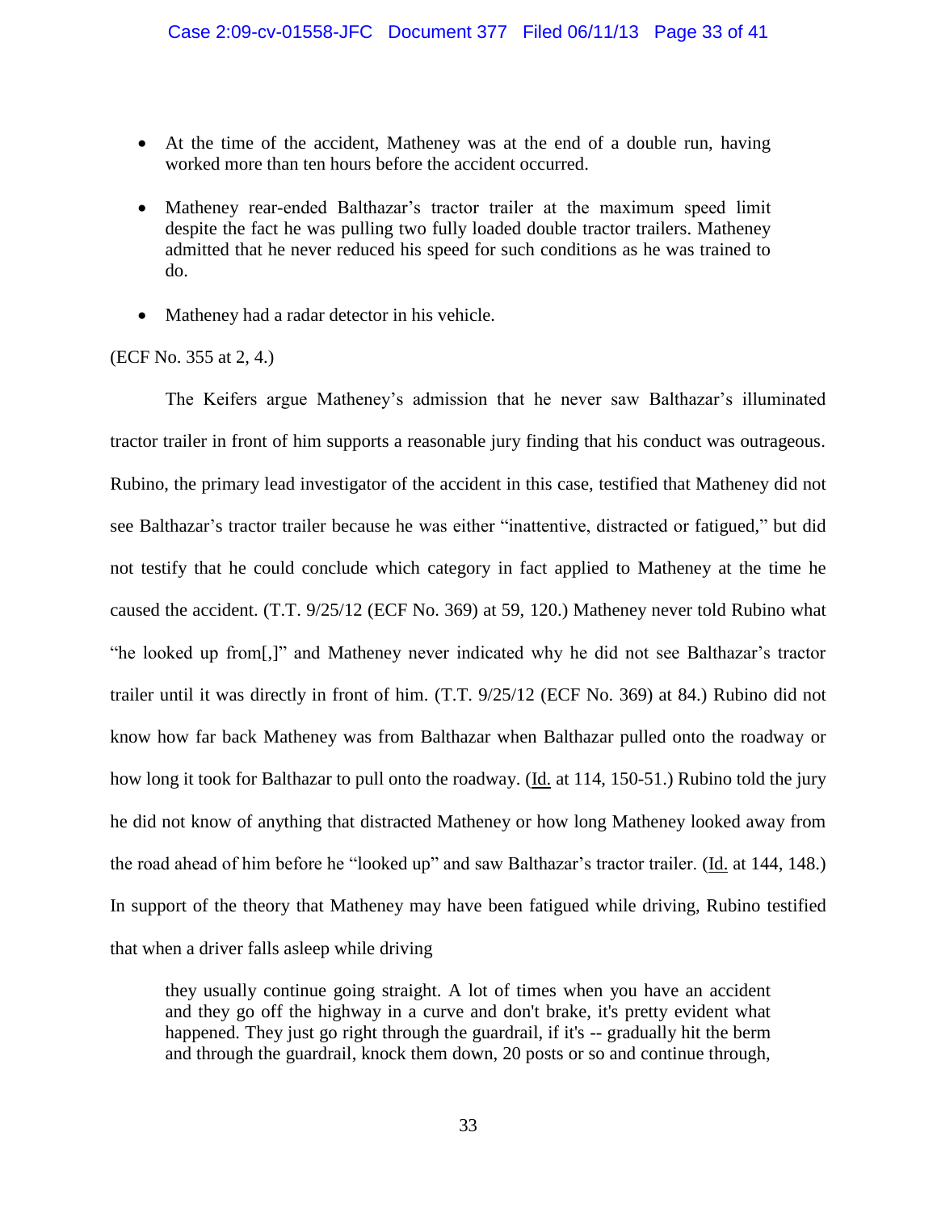- At the time of the accident, Matheney was at the end of a double run, having worked more than ten hours before the accident occurred.

- Matheney rear-ended Balthazar's tractor trailer at the maximum speed limit despite the fact he was pulling two fully loaded double tractor trailers. Matheney admitted that he never reduced his speed for such conditions as he was trained to do.

- Matheney had a radar detector in his vehicle.

(ECF No. 355 at 2, 4.)

The Keifers argue Matheney's admission that he never saw Balthazar's illuminated tractor trailer in front of him supports a reasonable jury finding that his conduct was outrageous. Rubino, the primary lead investigator of the accident in this case, testified that Matheney did not see Balthazar's tractor trailer because he was either "inattentive, distracted or fatigued," but did not testify that he could conclude which category in fact applied to Matheney at the time he caused the accident. (T.T. 9/25/12 (ECF No. 369) at 59, 120.) Matheney never told Rubino what "he looked up from[,]" and Matheney never indicated why he did not see Balthazar's tractor trailer until it was directly in front of him. (T.T. 9/25/12 (ECF No. 369) at 84.) Rubino did not know how far back Matheney was from Balthazar when Balthazar pulled onto the roadway or how long it took for Balthazar to pull onto the roadway. (Id. at 114, 150-51.) Rubino told the jury he did not know of anything that distracted Matheney or how long Matheney looked away from the road ahead of him before he "looked up" and saw Balthazar's tractor trailer. (Id. at 144, 148.) In support of the theory that Matheney may have been fatigued while driving, Rubino testified that when a driver falls asleep while driving

> they usually continue going straight. A lot of times when you have an accident and they go off the highway in a curve and don't brake, it's pretty evident what happened. They just go right through the guardrail, if it's -- gradually hit the berm and through the guardrail, knock them down, 20 posts or so and continue through,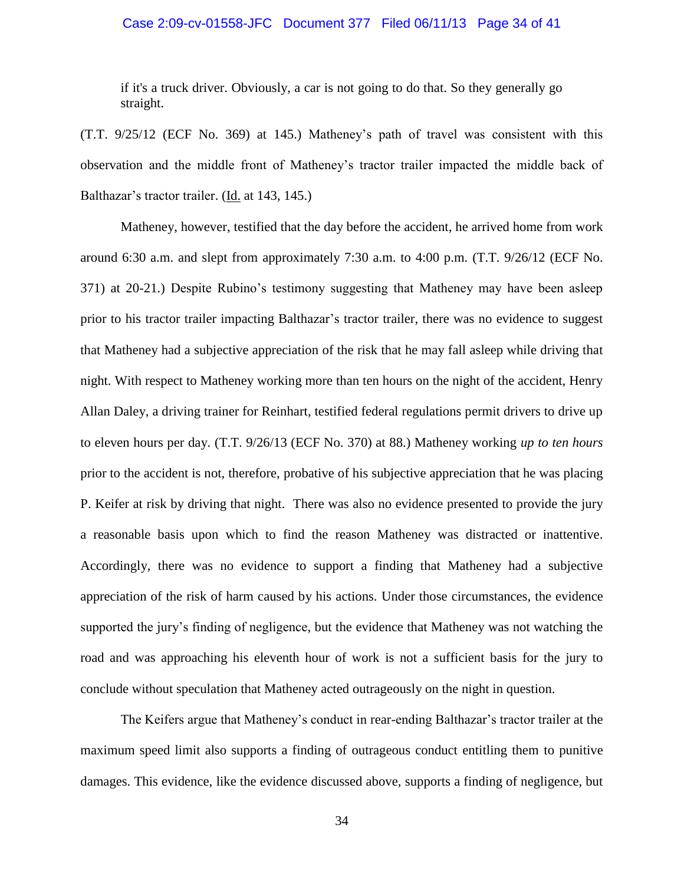> if it's a truck driver. Obviously, a car is not going to do that. So they generally go straight.

(T.T. 9/25/12 (ECF No. 369) at 145.) Matheney's path of travel was consistent with this observation and the middle front of Matheney's tractor trailer impacted the middle back of Balthazar's tractor trailer. (Id. at 143, 145.)

Matheney, however, testified that the day before the accident, he arrived home from work around 6:30 a.m. and slept from approximately 7:30 a.m. to 4:00 p.m. (T.T. 9/26/12 (ECF No. 371) at 20-21.) Despite Rubino's testimony suggesting that Matheney may have been asleep prior to his tractor trailer impacting Balthazar's tractor trailer, there was no evidence to suggest that Matheney had a subjective appreciation of the risk that he may fall asleep while driving that night. With respect to Matheney working more than ten hours on the night of the accident, Henry Allan Daley, a driving trainer for Reinhart, testified federal regulations permit drivers to drive up to eleven hours per day. (T.T. 9/26/13 (ECF No. 370) at 88.) Matheney working *up to ten hours* prior to the accident is not, therefore, probative of his subjective appreciation that he was placing P. Keifer at risk by driving that night. There was also no evidence presented to provide the jury a reasonable basis upon which to find the reason Matheney was distracted or inattentive. Accordingly, there was no evidence to support a finding that Matheney had a subjective appreciation of the risk of harm caused by his actions. Under those circumstances, the evidence supported the jury's finding of negligence, but the evidence that Matheney was not watching the road and was approaching his eleventh hour of work is not a sufficient basis for the jury to conclude without speculation that Matheney acted outrageously on the night in question.

The Keifers argue that Matheney's conduct in rear-ending Balthazar's tractor trailer at the maximum speed limit also supports a finding of outrageous conduct entitling them to punitive damages. This evidence, like the evidence discussed above, supports a finding of negligence, but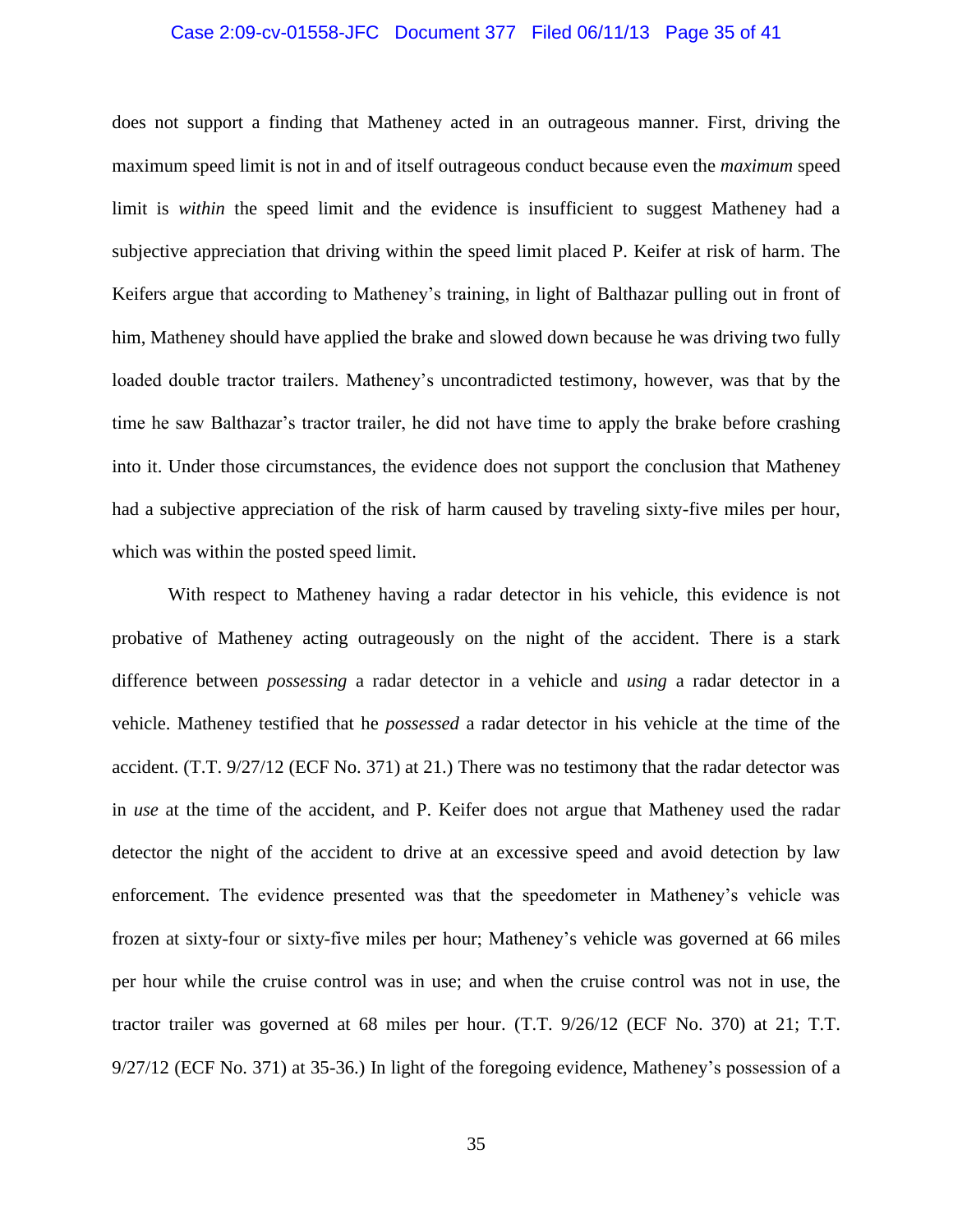does not support a finding that Matheney acted in an outrageous manner. First, driving the maximum speed limit is not in and of itself outrageous conduct because even the *maximum* speed limit is *within* the speed limit and the evidence is insufficient to suggest Matheney had a subjective appreciation that driving within the speed limit placed P. Keifer at risk of harm. The Keifers argue that according to Matheney's training, in light of Balthazar pulling out in front of him, Matheney should have applied the brake and slowed down because he was driving two fully loaded double tractor trailers. Matheney's uncontradicted testimony, however, was that by the time he saw Balthazar's tractor trailer, he did not have time to apply the brake before crashing into it. Under those circumstances, the evidence does not support the conclusion that Matheney had a subjective appreciation of the risk of harm caused by traveling sixty-five miles per hour, which was within the posted speed limit.

With respect to Matheney having a radar detector in his vehicle, this evidence is not probative of Matheney acting outrageously on the night of the accident. There is a stark difference between *possessing* a radar detector in a vehicle and *using* a radar detector in a vehicle. Matheney testified that he *possessed* a radar detector in his vehicle at the time of the accident. (T.T. 9/27/12 (ECF No. 371) at 21.) There was no testimony that the radar detector was in *use* at the time of the accident, and P. Keifer does not argue that Matheney used the radar detector the night of the accident to drive at an excessive speed and avoid detection by law enforcement. The evidence presented was that the speedometer in Matheney's vehicle was frozen at sixty-four or sixty-five miles per hour; Matheney's vehicle was governed at 66 miles per hour while the cruise control was in use; and when the cruise control was not in use, the tractor trailer was governed at 68 miles per hour. (T.T. 9/26/12 (ECF No. 370) at 21; T.T. 9/27/12 (ECF No. 371) at 35-36.) In light of the foregoing evidence, Matheney's possession of a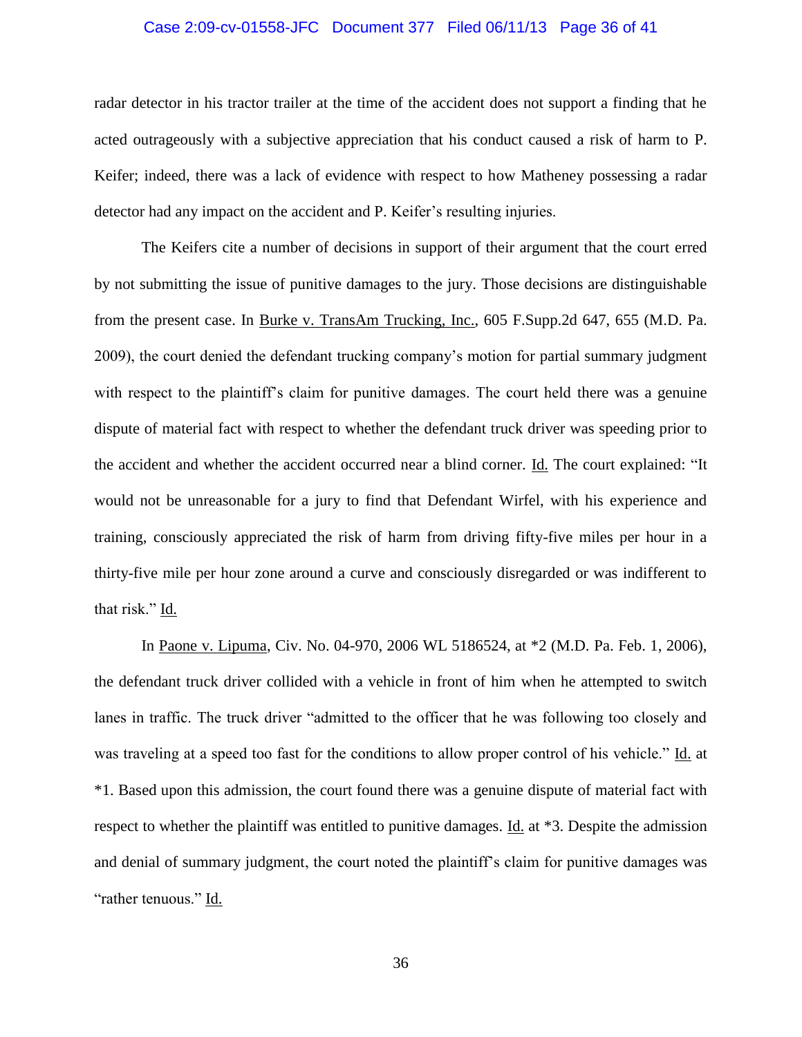radar detector in his tractor trailer at the time of the accident does not support a finding that he acted outrageously with a subjective appreciation that his conduct caused a risk of harm to P. Keifer; indeed, there was a lack of evidence with respect to how Matheney possessing a radar detector had any impact on the accident and P. Keifer's resulting injuries.

The Keifers cite a number of decisions in support of their argument that the court erred by not submitting the issue of punitive damages to the jury. Those decisions are distinguishable from the present case. In Burke v. TransAm Trucking, Inc., 605 F.Supp.2d 647, 655 (M.D. Pa. 2009), the court denied the defendant trucking company's motion for partial summary judgment with respect to the plaintiff's claim for punitive damages. The court held there was a genuine dispute of material fact with respect to whether the defendant truck driver was speeding prior to the accident and whether the accident occurred near a blind corner. Id. The court explained: "It would not be unreasonable for a jury to find that Defendant Wirfel, with his experience and training, consciously appreciated the risk of harm from driving fifty-five miles per hour in a thirty-five mile per hour zone around a curve and consciously disregarded or was indifferent to that risk." Id.

In Paone v. Lipuma, Civ. No. 04-970, 2006 WL 5186524, at *2 (M.D. Pa. Feb. 1, 2006), the defendant truck driver collided with a vehicle in front of him when he attempted to switch lanes in traffic. The truck driver "admitted to the officer that he was following too closely and was traveling at a speed too fast for the conditions to allow proper control of his vehicle." Id. at *1. Based upon this admission, the court found there was a genuine dispute of material fact with respect to whether the plaintiff was entitled to punitive damages. Id. at *3. Despite the admission and denial of summary judgment, the court noted the plaintiff's claim for punitive damages was "rather tenuous." Id.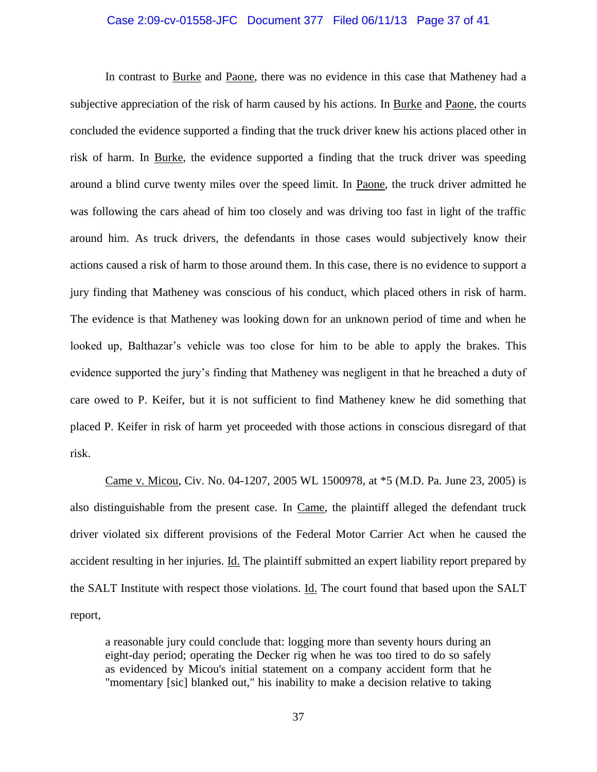In contrast to Burke and Paone, there was no evidence in this case that Matheney had a subjective appreciation of the risk of harm caused by his actions. In Burke and Paone, the courts concluded the evidence supported a finding that the truck driver knew his actions placed other in risk of harm. In Burke, the evidence supported a finding that the truck driver was speeding around a blind curve twenty miles over the speed limit. In Paone, the truck driver admitted he was following the cars ahead of him too closely and was driving too fast in light of the traffic around him. As truck drivers, the defendants in those cases would subjectively know their actions caused a risk of harm to those around them. In this case, there is no evidence to support a jury finding that Matheney was conscious of his conduct, which placed others in risk of harm. The evidence is that Matheney was looking down for an unknown period of time and when he looked up, Balthazar's vehicle was too close for him to be able to apply the brakes. This evidence supported the jury's finding that Matheney was negligent in that he breached a duty of care owed to P. Keifer, but it is not sufficient to find Matheney knew he did something that placed P. Keifer in risk of harm yet proceeded with those actions in conscious disregard of that risk.

Came v. Micou, Civ. No. 04-1207, 2005 WL 1500978, at *5 (M.D. Pa. June 23, 2005) is also distinguishable from the present case. In Came, the plaintiff alleged the defendant truck driver violated six different provisions of the Federal Motor Carrier Act when he caused the accident resulting in her injuries. Id. The plaintiff submitted an expert liability report prepared by the SALT Institute with respect those violations. Id. The court found that based upon the SALT report,

> a reasonable jury could conclude that: logging more than seventy hours during an eight-day period; operating the Decker rig when he was too tired to do so safely as evidenced by Micou's initial statement on a company accident form that he "momentary [sic] blanked out," his inability to make a decision relative to taking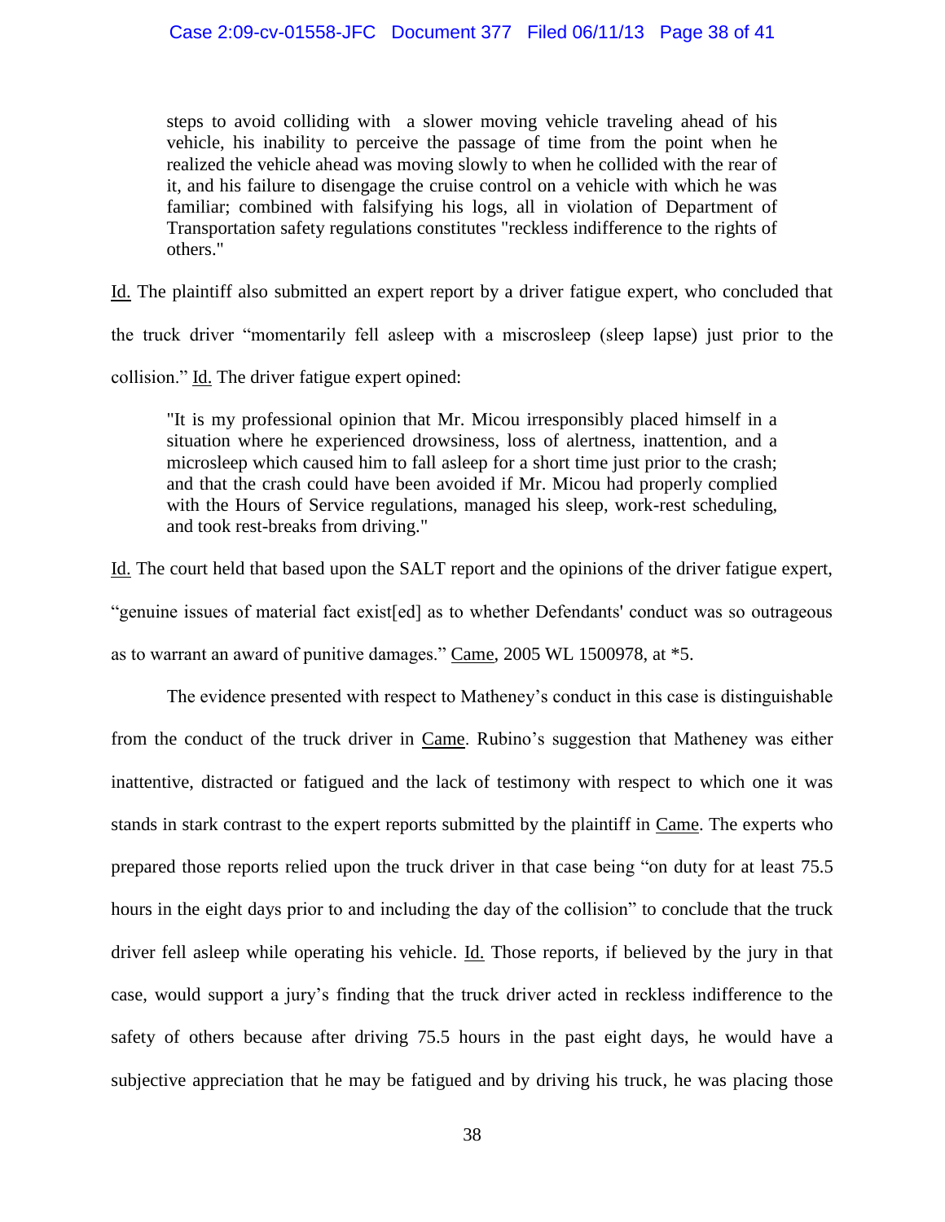> steps to avoid colliding with a slower moving vehicle traveling ahead of his vehicle, his inability to perceive the passage of time from the point when he realized the vehicle ahead was moving slowly to when he collided with the rear of it, and his failure to disengage the cruise control on a vehicle with which he was familiar; combined with falsifying his logs, all in violation of Department of Transportation safety regulations constitutes "reckless indifference to the rights of others."

Id. The plaintiff also submitted an expert report by a driver fatigue expert, who concluded that the truck driver "momentarily fell asleep with a miscrosleep (sleep lapse) just prior to the collision." Id. The driver fatigue expert opined:

> "It is my professional opinion that Mr. Micou irresponsibly placed himself in a situation where he experienced drowsiness, loss of alertness, inattention, and a microsleep which caused him to fall asleep for a short time just prior to the crash; and that the crash could have been avoided if Mr. Micou had properly complied with the Hours of Service regulations, managed his sleep, work-rest scheduling, and took rest-breaks from driving."

Id. The court held that based upon the SALT report and the opinions of the driver fatigue expert, "genuine issues of material fact exist[ed] as to whether Defendants' conduct was so outrageous as to warrant an award of punitive damages." Came, 2005 WL 1500978, at *5.

The evidence presented with respect to Matheney's conduct in this case is distinguishable from the conduct of the truck driver in Came. Rubino's suggestion that Matheney was either inattentive, distracted or fatigued and the lack of testimony with respect to which one it was stands in stark contrast to the expert reports submitted by the plaintiff in Came. The experts who prepared those reports relied upon the truck driver in that case being "on duty for at least 75.5 hours in the eight days prior to and including the day of the collision" to conclude that the truck driver fell asleep while operating his vehicle. Id. Those reports, if believed by the jury in that case, would support a jury's finding that the truck driver acted in reckless indifference to the safety of others because after driving 75.5 hours in the past eight days, he would have a subjective appreciation that he may be fatigued and by driving his truck, he was placing those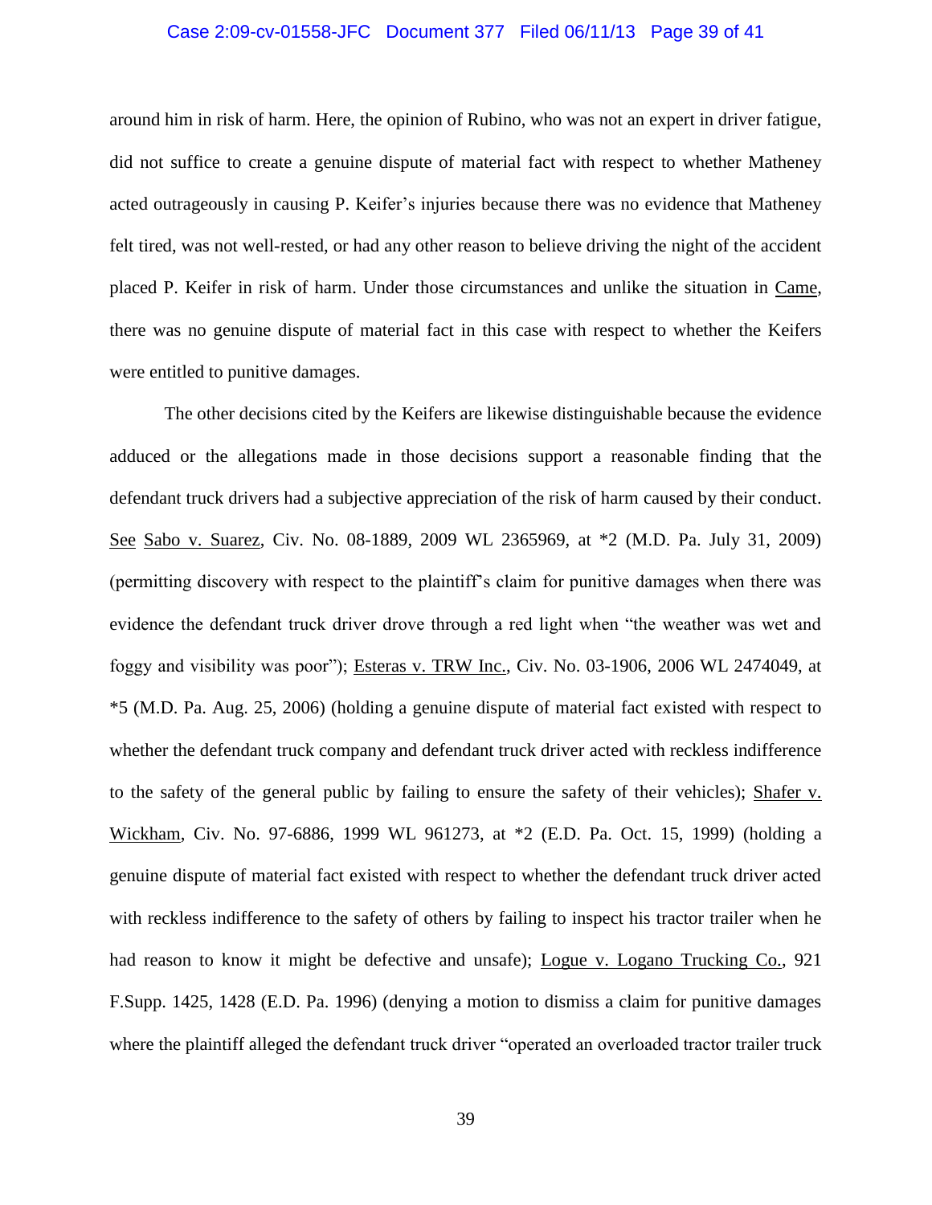around him in risk of harm. Here, the opinion of Rubino, who was not an expert in driver fatigue, did not suffice to create a genuine dispute of material fact with respect to whether Matheney acted outrageously in causing P. Keifer's injuries because there was no evidence that Matheney felt tired, was not well-rested, or had any other reason to believe driving the night of the accident placed P. Keifer in risk of harm. Under those circumstances and unlike the situation in Came, there was no genuine dispute of material fact in this case with respect to whether the Keifers were entitled to punitive damages.

The other decisions cited by the Keifers are likewise distinguishable because the evidence adduced or the allegations made in those decisions support a reasonable finding that the defendant truck drivers had a subjective appreciation of the risk of harm caused by their conduct. See Sabo v. Suarez, Civ. No. 08-1889, 2009 WL 2365969, at *2 (M.D. Pa. July 31, 2009) (permitting discovery with respect to the plaintiff's claim for punitive damages when there was evidence the defendant truck driver drove through a red light when "the weather was wet and foggy and visibility was poor"); Esteras v. TRW Inc., Civ. No. 03-1906, 2006 WL 2474049, at *5 (M.D. Pa. Aug. 25, 2006) (holding a genuine dispute of material fact existed with respect to whether the defendant truck company and defendant truck driver acted with reckless indifference to the safety of the general public by failing to ensure the safety of their vehicles); Shafer v. Wickham, Civ. No. 97-6886, 1999 WL 961273, at *2 (E.D. Pa. Oct. 15, 1999) (holding a genuine dispute of material fact existed with respect to whether the defendant truck driver acted with reckless indifference to the safety of others by failing to inspect his tractor trailer when he had reason to know it might be defective and unsafe); Logue v. Logano Trucking Co., 921 F.Supp. 1425, 1428 (E.D. Pa. 1996) (denying a motion to dismiss a claim for punitive damages where the plaintiff alleged the defendant truck driver "operated an overloaded tractor trailer truck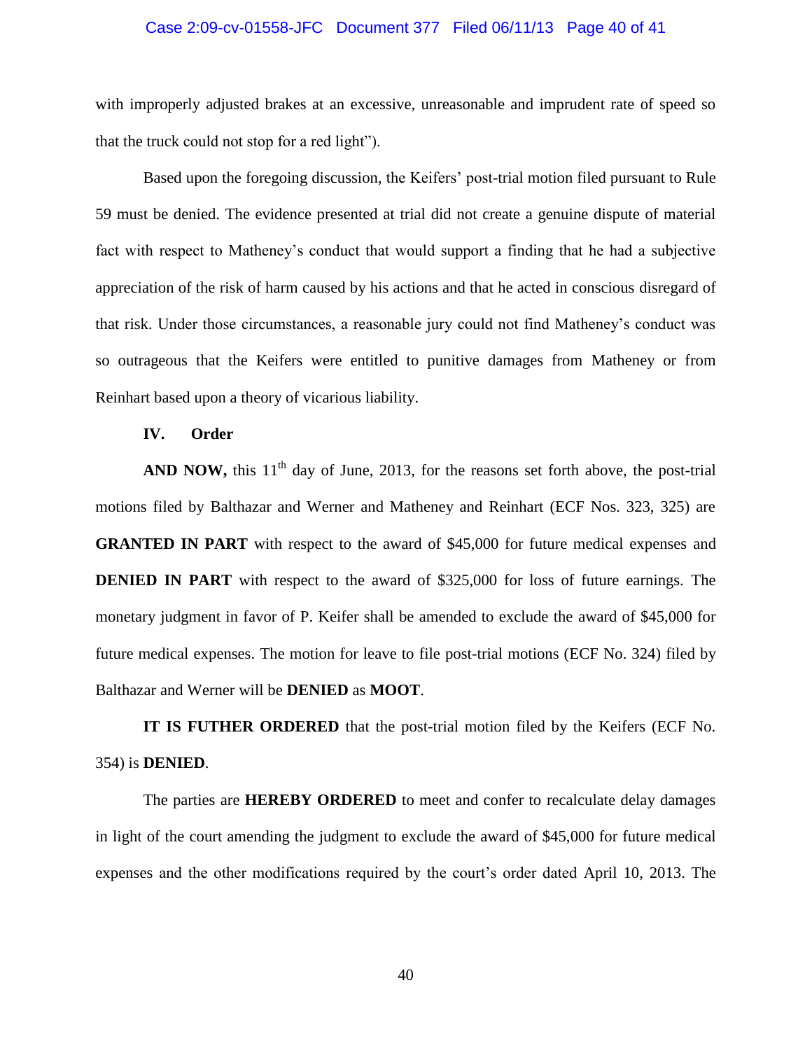with improperly adjusted brakes at an excessive, unreasonable and imprudent rate of speed so that the truck could not stop for a red light").

Based upon the foregoing discussion, the Keifers' post-trial motion filed pursuant to Rule 59 must be denied. The evidence presented at trial did not create a genuine dispute of material fact with respect to Matheney's conduct that would support a finding that he had a subjective appreciation of the risk of harm caused by his actions and that he acted in conscious disregard of that risk. Under those circumstances, a reasonable jury could not find Matheney's conduct was so outrageous that the Keifers were entitled to punitive damages from Matheney or from Reinhart based upon a theory of vicarious liability.

## IV. Order

**AND NOW,** this 11th day of June, 2013, for the reasons set forth above, the post-trial motions filed by Balthazar and Werner and Matheney and Reinhart (ECF Nos. 323, 325) are **GRANTED IN PART** with respect to the award of $45,000 for future medical expenses and **DENIED IN PART** with respect to the award of $325,000 for loss of future earnings. The monetary judgment in favor of P. Keifer shall be amended to exclude the award of $45,000 for future medical expenses. The motion for leave to file post-trial motions (ECF No. 324) filed by Balthazar and Werner will be **DENIED** as **MOOT**.

**IT IS FUTHER ORDERED** that the post-trial motion filed by the Keifers (ECF No. 354) is **DENIED**.

The parties are **HEREBY ORDERED** to meet and confer to recalculate delay damages in light of the court amending the judgment to exclude the award of $45,000 for future medical expenses and the other modifications required by the court's order dated April 10, 2013. The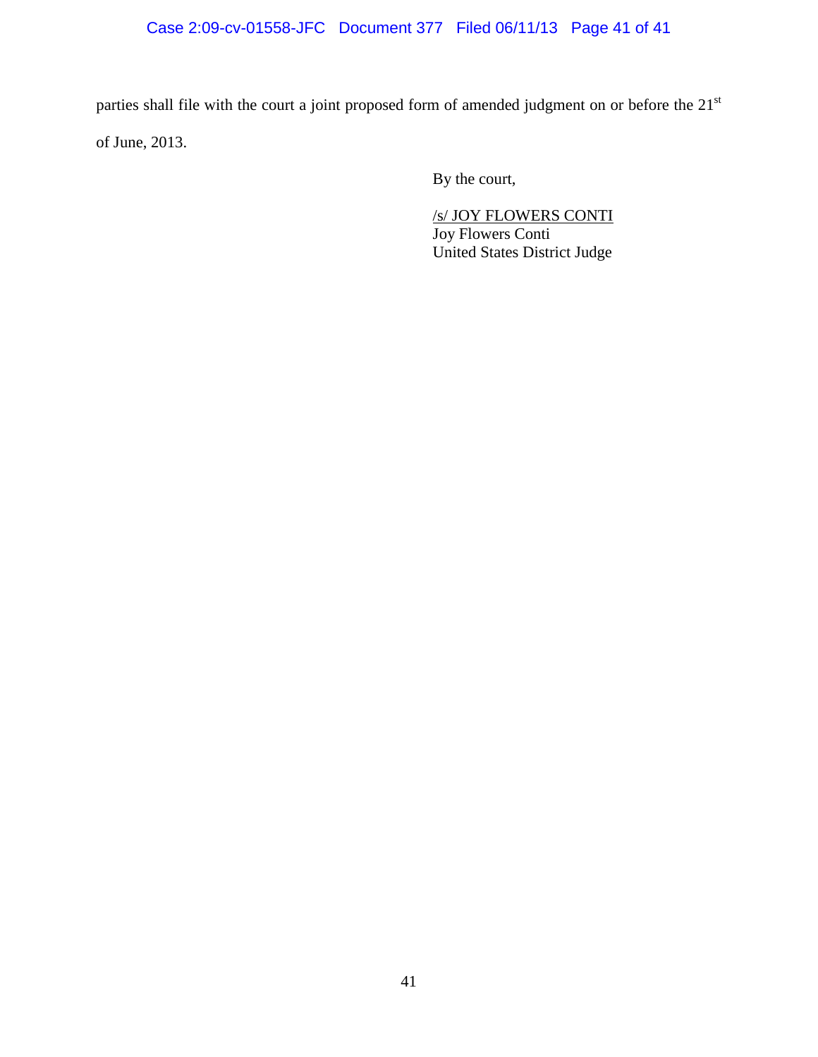parties shall file with the court a joint proposed form of amended judgment on or before the 21st of June, 2013.

By the court,

/s/ JOY FLOWERS CONTI
Joy Flowers Conti
United States District Judge